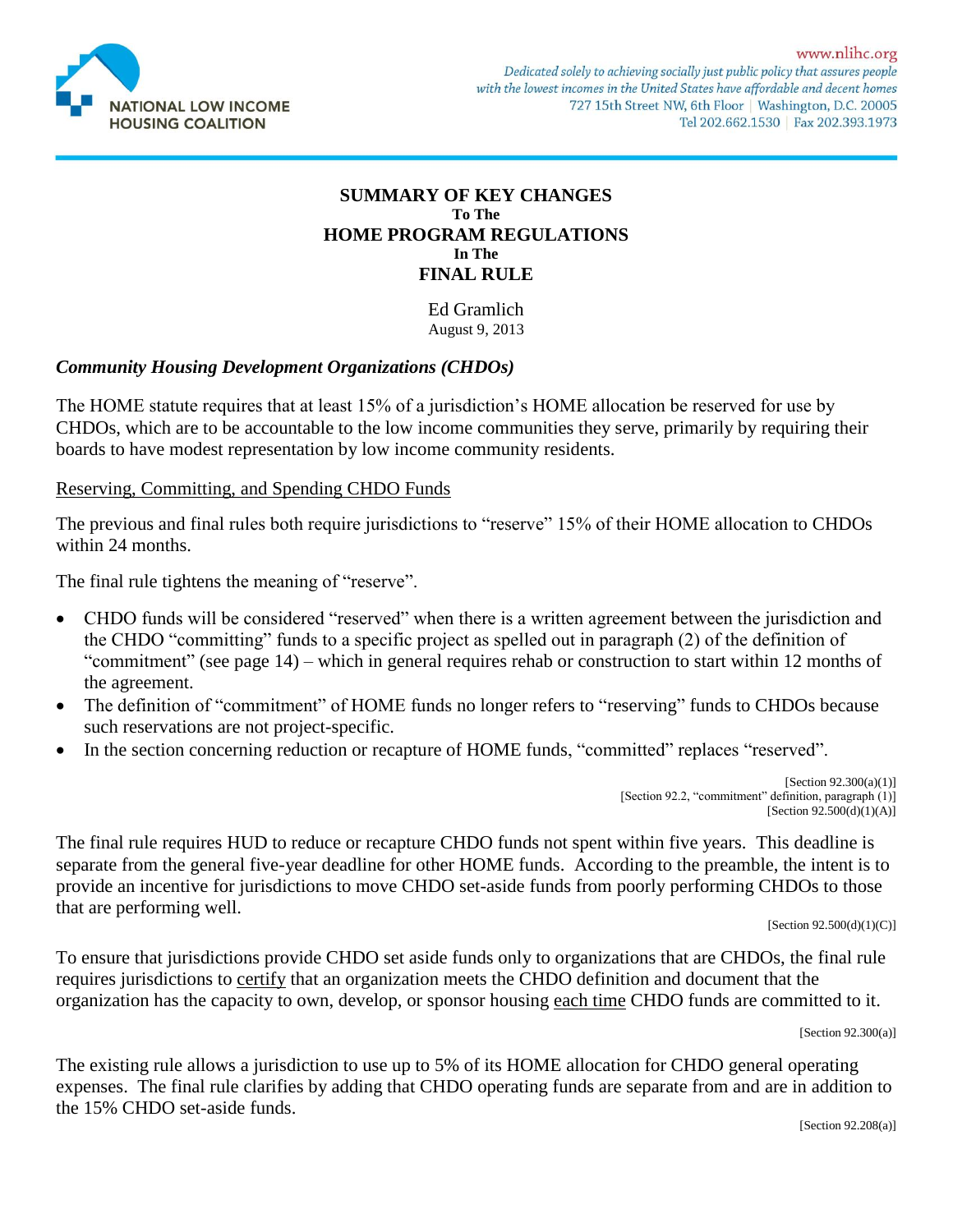NATIONAL LOW INCOME HOUSING COALITION

www.nlihc.org
*Dedicated solely to achieving socially just public policy that assures people with the lowest incomes in the United States have affordable and decent homes*
727 15th Street NW, 6th Floor | Washington, D.C. 20005
Tel 202.662.1530 | Fax 202.393.1973

# SUMMARY OF KEY CHANGES
**To The**
# HOME PROGRAM REGULATIONS
**In The**
# FINAL RULE

Ed Gramlich
August 9, 2013

## *Community Housing Development Organizations (CHDOs)*

The HOME statute requires that at least 15% of a jurisdiction's HOME allocation be reserved for use by CHDOs, which are to be accountable to the low income communities they serve, primarily by requiring their boards to have modest representation by low income community residents.

### Reserving, Committing, and Spending CHDO Funds

The previous and final rules both require jurisdictions to "reserve" 15% of their HOME allocation to CHDOs within 24 months.

The final rule tightens the meaning of "reserve".

- CHDO funds will be considered "reserved" when there is a written agreement between the jurisdiction and the CHDO "committing" funds to a specific project as spelled out in paragraph (2) of the definition of "commitment" (see page 14) – which in general requires rehab or construction to start within 12 months of the agreement.
- The definition of "commitment" of HOME funds no longer refers to "reserving" funds to CHDOs because such reservations are not project-specific.
- In the section concerning reduction or recapture of HOME funds, "committed" replaces "reserved".

[Section 92.300(a)(1)]
[Section 92.2, "commitment" definition, paragraph (1)]
[Section 92.500(d)(1)(A)]

The final rule requires HUD to reduce or recapture CHDO funds not spent within five years. This deadline is separate from the general five-year deadline for other HOME funds. According to the preamble, the intent is to provide an incentive for jurisdictions to move CHDO set-aside funds from poorly performing CHDOs to those that are performing well.

[Section 92.500(d)(1)(C)]

To ensure that jurisdictions provide CHDO set aside funds only to organizations that are CHDOs, the final rule requires jurisdictions to certify that an organization meets the CHDO definition and document that the organization has the capacity to own, develop, or sponsor housing each time CHDO funds are committed to it.

[Section 92.300(a)]

The existing rule allows a jurisdiction to use up to 5% of its HOME allocation for CHDO general operating expenses. The final rule clarifies by adding that CHDO operating funds are separate from and are in addition to the 15% CHDO set-aside funds.

[Section 92.208(a)]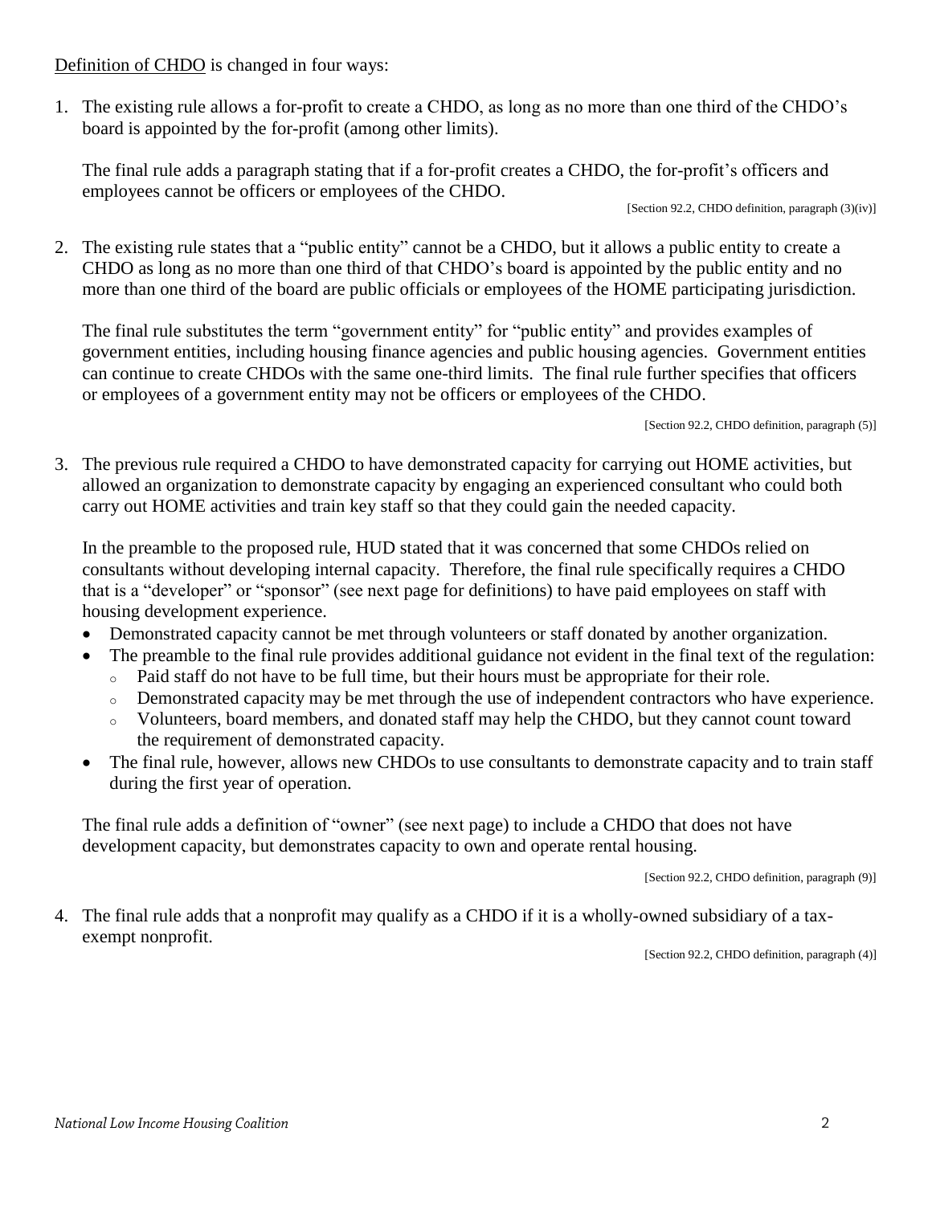Definition of CHDO is changed in four ways:

1. The existing rule allows a for-profit to create a CHDO, as long as no more than one third of the CHDO's board is appointed by the for-profit (among other limits).

   The final rule adds a paragraph stating that if a for-profit creates a CHDO, the for-profit's officers and employees cannot be officers or employees of the CHDO.

   [Section 92.2, CHDO definition, paragraph (3)(iv)]

2. The existing rule states that a "public entity" cannot be a CHDO, but it allows a public entity to create a CHDO as long as no more than one third of that CHDO's board is appointed by the public entity and no more than one third of the board are public officials or employees of the HOME participating jurisdiction.

   The final rule substitutes the term "government entity" for "public entity" and provides examples of government entities, including housing finance agencies and public housing agencies. Government entities can continue to create CHDOs with the same one-third limits. The final rule further specifies that officers or employees of a government entity may not be officers or employees of the CHDO.

   [Section 92.2, CHDO definition, paragraph (5)]

3. The previous rule required a CHDO to have demonstrated capacity for carrying out HOME activities, but allowed an organization to demonstrate capacity by engaging an experienced consultant who could both carry out HOME activities and train key staff so that they could gain the needed capacity.

   In the preamble to the proposed rule, HUD stated that it was concerned that some CHDOs relied on consultants without developing internal capacity. Therefore, the final rule specifically requires a CHDO that is a "developer" or "sponsor" (see next page for definitions) to have paid employees on staff with housing development experience.

   - Demonstrated capacity cannot be met through volunteers or staff donated by another organization.
   - The preamble to the final rule provides additional guidance not evident in the final text of the regulation:
     - Paid staff do not have to be full time, but their hours must be appropriate for their role.
     - Demonstrated capacity may be met through the use of independent contractors who have experience.
     - Volunteers, board members, and donated staff may help the CHDO, but they cannot count toward the requirement of demonstrated capacity.
   - The final rule, however, allows new CHDOs to use consultants to demonstrate capacity and to train staff during the first year of operation.

   The final rule adds a definition of "owner" (see next page) to include a CHDO that does not have development capacity, but demonstrates capacity to own and operate rental housing.

   [Section 92.2, CHDO definition, paragraph (9)]

4. The final rule adds that a nonprofit may qualify as a CHDO if it is a wholly-owned subsidiary of a tax-exempt nonprofit.

   [Section 92.2, CHDO definition, paragraph (4)]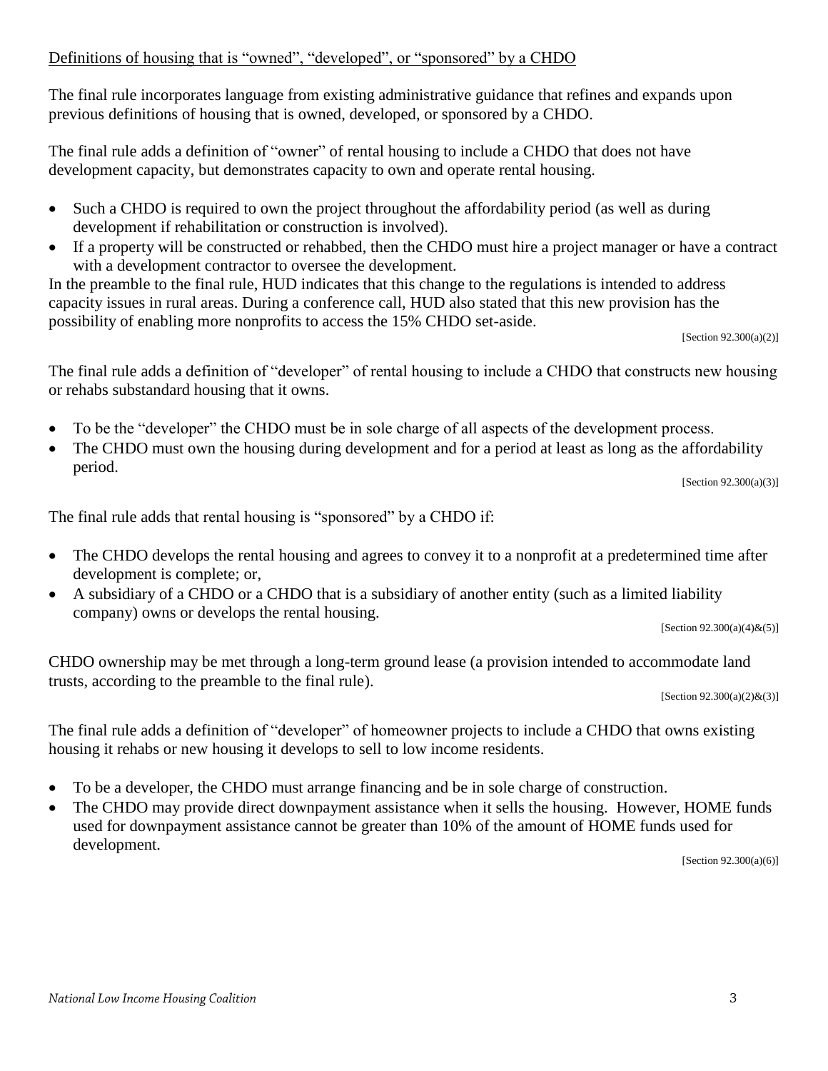<u>Definitions of housing that is "owned", "developed", or "sponsored" by a CHDO</u>

The final rule incorporates language from existing administrative guidance that refines and expands upon previous definitions of housing that is owned, developed, or sponsored by a CHDO.

The final rule adds a definition of "owner" of rental housing to include a CHDO that does not have development capacity, but demonstrates capacity to own and operate rental housing.

- Such a CHDO is required to own the project throughout the affordability period (as well as during development if rehabilitation or construction is involved).
- If a property will be constructed or rehabbed, then the CHDO must hire a project manager or have a contract with a development contractor to oversee the development.

In the preamble to the final rule, HUD indicates that this change to the regulations is intended to address capacity issues in rural areas. During a conference call, HUD also stated that this new provision has the possibility of enabling more nonprofits to access the 15% CHDO set-aside.

[Section 92.300(a)(2)]

The final rule adds a definition of "developer" of rental housing to include a CHDO that constructs new housing or rehabs substandard housing that it owns.

- To be the "developer" the CHDO must be in sole charge of all aspects of the development process.
- The CHDO must own the housing during development and for a period at least as long as the affordability period.

[Section 92.300(a)(3)]

The final rule adds that rental housing is "sponsored" by a CHDO if:

- The CHDO develops the rental housing and agrees to convey it to a nonprofit at a predetermined time after development is complete; or,
- A subsidiary of a CHDO or a CHDO that is a subsidiary of another entity (such as a limited liability company) owns or develops the rental housing.

[Section 92.300(a)(4)&(5)]

CHDO ownership may be met through a long-term ground lease (a provision intended to accommodate land trusts, according to the preamble to the final rule).

[Section 92.300(a)(2)&(3)]

The final rule adds a definition of "developer" of homeowner projects to include a CHDO that owns existing housing it rehabs or new housing it develops to sell to low income residents.

- To be a developer, the CHDO must arrange financing and be in sole charge of construction.
- The CHDO may provide direct downpayment assistance when it sells the housing. However, HOME funds used for downpayment assistance cannot be greater than 10% of the amount of HOME funds used for development.

[Section 92.300(a)(6)]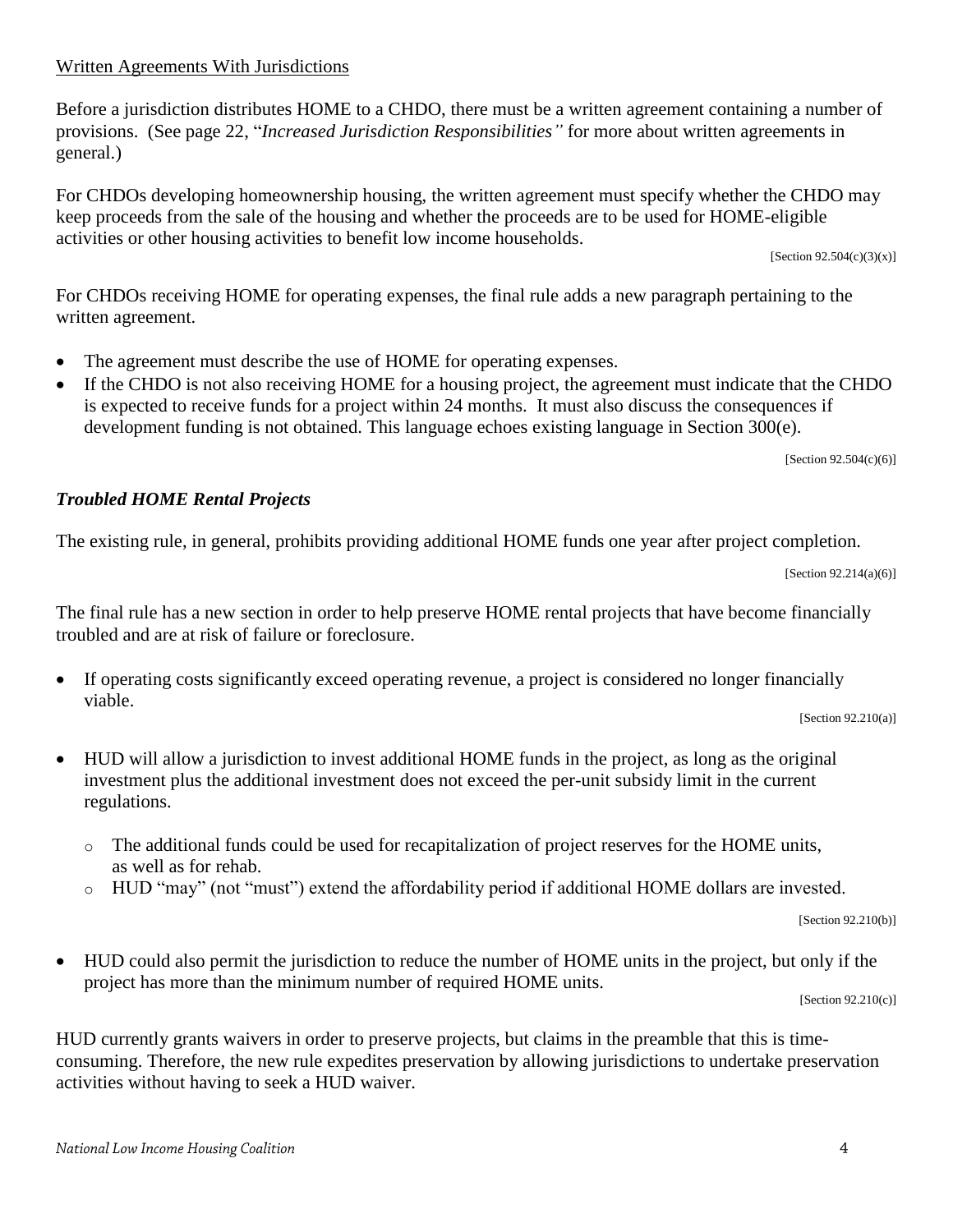Written Agreements With Jurisdictions

Before a jurisdiction distributes HOME to a CHDO, there must be a written agreement containing a number of provisions. (See page 22, "*Increased Jurisdiction Responsibilities"* for more about written agreements in general.)

For CHDOs developing homeownership housing, the written agreement must specify whether the CHDO may keep proceeds from the sale of the housing and whether the proceeds are to be used for HOME-eligible activities or other housing activities to benefit low income households.

[Section 92.504(c)(3)(x)]

For CHDOs receiving HOME for operating expenses, the final rule adds a new paragraph pertaining to the written agreement.

- The agreement must describe the use of HOME for operating expenses.
- If the CHDO is not also receiving HOME for a housing project, the agreement must indicate that the CHDO is expected to receive funds for a project within 24 months. It must also discuss the consequences if development funding is not obtained. This language echoes existing language in Section 300(e).

[Section 92.504(c)(6)]

### *Troubled HOME Rental Projects*

The existing rule, in general, prohibits providing additional HOME funds one year after project completion.

[Section 92.214(a)(6)]

The final rule has a new section in order to help preserve HOME rental projects that have become financially troubled and are at risk of failure or foreclosure.

- If operating costs significantly exceed operating revenue, a project is considered no longer financially viable.

  [Section 92.210(a)]

- HUD will allow a jurisdiction to invest additional HOME funds in the project, as long as the original investment plus the additional investment does not exceed the per-unit subsidy limit in the current regulations.
  - The additional funds could be used for recapitalization of project reserves for the HOME units, as well as for rehab.
  - HUD "may" (not "must") extend the affordability period if additional HOME dollars are invested.

  [Section 92.210(b)]

- HUD could also permit the jurisdiction to reduce the number of HOME units in the project, but only if the project has more than the minimum number of required HOME units.

  [Section 92.210(c)]

HUD currently grants waivers in order to preserve projects, but claims in the preamble that this is time-consuming. Therefore, the new rule expedites preservation by allowing jurisdictions to undertake preservation activities without having to seek a HUD waiver.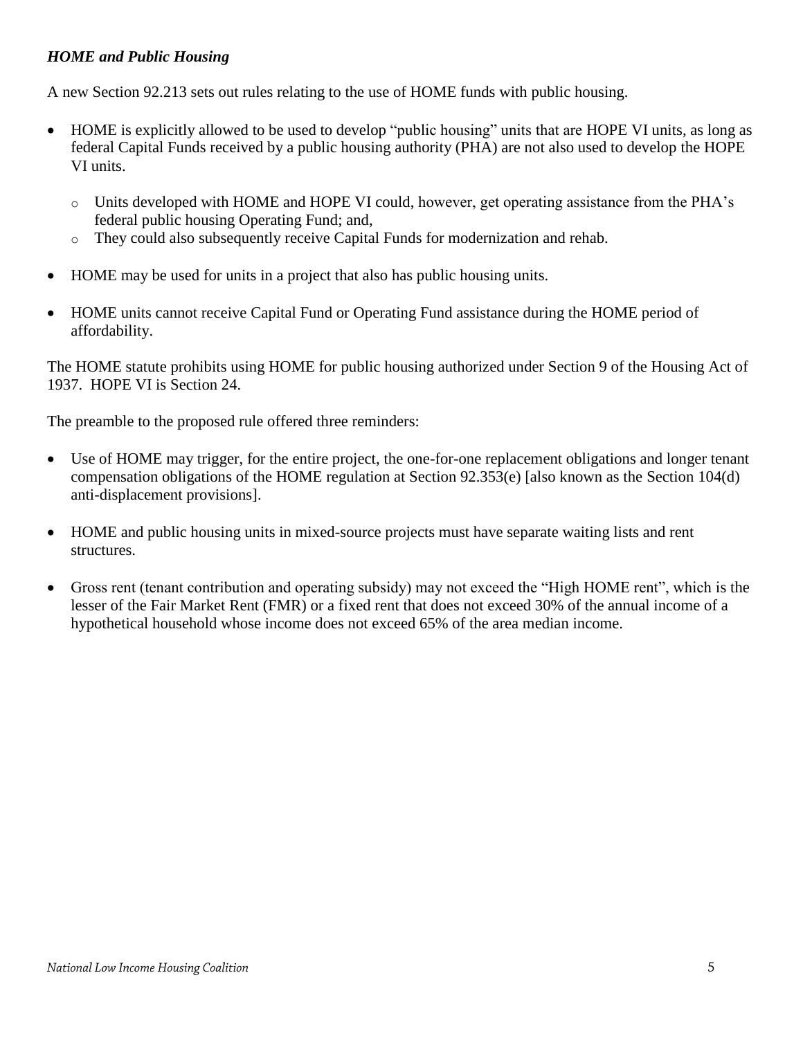***HOME and Public Housing***

A new Section 92.213 sets out rules relating to the use of HOME funds with public housing.

- HOME is explicitly allowed to be used to develop "public housing" units that are HOPE VI units, as long as federal Capital Funds received by a public housing authority (PHA) are not also used to develop the HOPE VI units.
  - Units developed with HOME and HOPE VI could, however, get operating assistance from the PHA's federal public housing Operating Fund; and,
  - They could also subsequently receive Capital Funds for modernization and rehab.
- HOME may be used for units in a project that also has public housing units.
- HOME units cannot receive Capital Fund or Operating Fund assistance during the HOME period of affordability.

The HOME statute prohibits using HOME for public housing authorized under Section 9 of the Housing Act of 1937. HOPE VI is Section 24.

The preamble to the proposed rule offered three reminders:

- Use of HOME may trigger, for the entire project, the one-for-one replacement obligations and longer tenant compensation obligations of the HOME regulation at Section 92.353(e) [also known as the Section 104(d) anti-displacement provisions].
- HOME and public housing units in mixed-source projects must have separate waiting lists and rent structures.
- Gross rent (tenant contribution and operating subsidy) may not exceed the "High HOME rent", which is the lesser of the Fair Market Rent (FMR) or a fixed rent that does not exceed 30% of the annual income of a hypothetical household whose income does not exceed 65% of the area median income.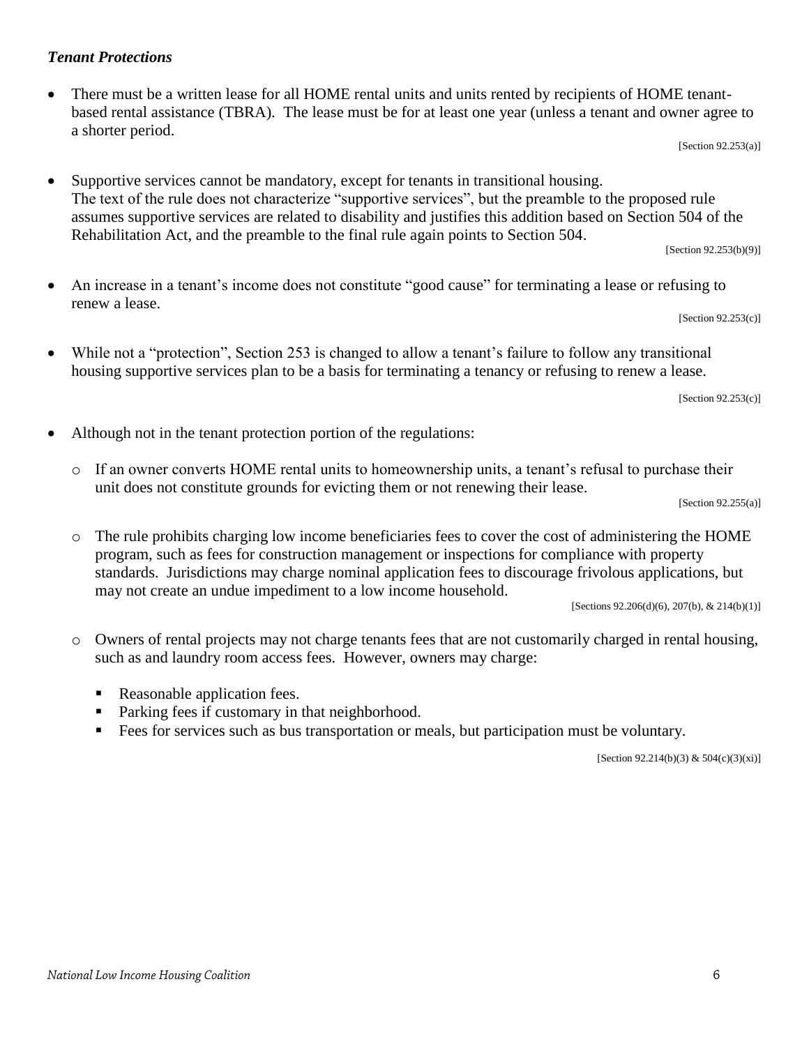### *Tenant Protections*

- There must be a written lease for all HOME rental units and units rented by recipients of HOME tenant-based rental assistance (TBRA). The lease must be for at least one year (unless a tenant and owner agree to a shorter period.

  [Section 92.253(a)]

- Supportive services cannot be mandatory, except for tenants in transitional housing. The text of the rule does not characterize "supportive services", but the preamble to the proposed rule assumes supportive services are related to disability and justifies this addition based on Section 504 of the Rehabilitation Act, and the preamble to the final rule again points to Section 504.

  [Section 92.253(b)(9)]

- An increase in a tenant's income does not constitute "good cause" for terminating a lease or refusing to renew a lease.

  [Section 92.253(c)]

- While not a "protection", Section 253 is changed to allow a tenant's failure to follow any transitional housing supportive services plan to be a basis for terminating a tenancy or refusing to renew a lease.

  [Section 92.253(c)]

- Although not in the tenant protection portion of the regulations:
  - If an owner converts HOME rental units to homeownership units, a tenant's refusal to purchase their unit does not constitute grounds for evicting them or not renewing their lease.

    [Section 92.255(a)]

  - The rule prohibits charging low income beneficiaries fees to cover the cost of administering the HOME program, such as fees for construction management or inspections for compliance with property standards. Jurisdictions may charge nominal application fees to discourage frivolous applications, but may not create an undue impediment to a low income household.

    [Sections 92.206(d)(6), 207(b), & 214(b)(1)]

  - Owners of rental projects may not charge tenants fees that are not customarily charged in rental housing, such as and laundry room access fees. However, owners may charge:
    - Reasonable application fees.
    - Parking fees if customary in that neighborhood.
    - Fees for services such as bus transportation or meals, but participation must be voluntary.

    [Section 92.214(b)(3) & 504(c)(3)(xi)]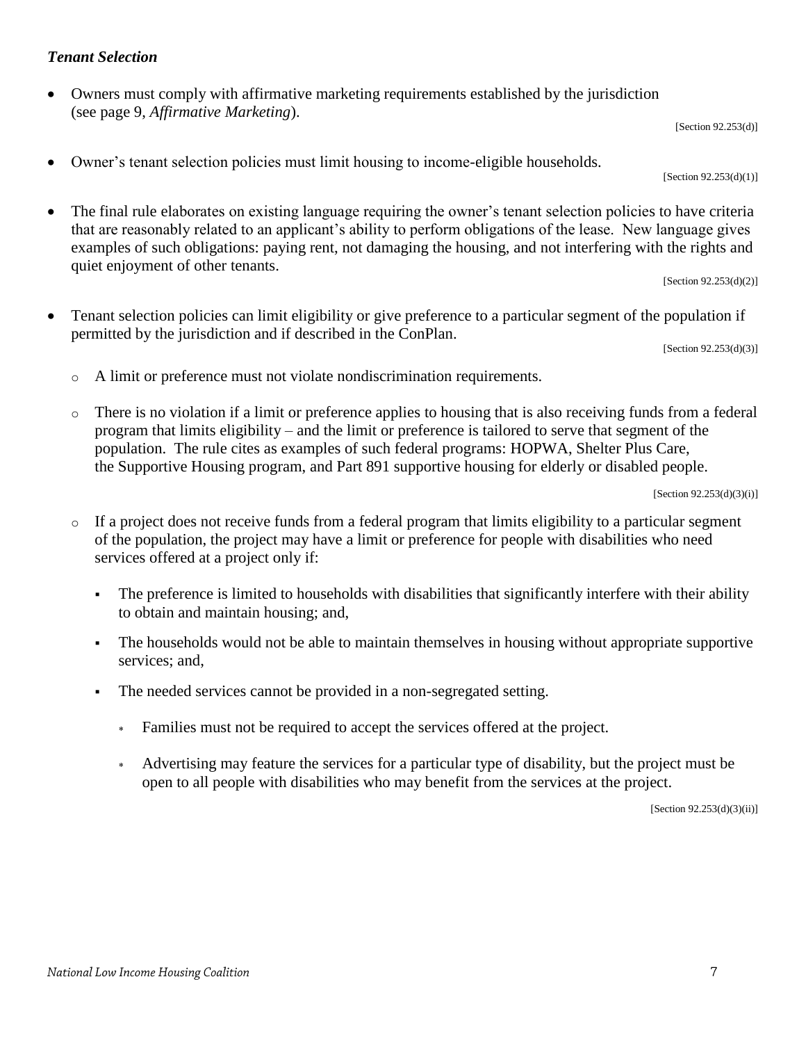### *Tenant Selection*

- Owners must comply with affirmative marketing requirements established by the jurisdiction (see page 9, *Affirmative Marketing*).

  [Section 92.253(d)]

- Owner's tenant selection policies must limit housing to income-eligible households.

  [Section 92.253(d)(1)]

- The final rule elaborates on existing language requiring the owner's tenant selection policies to have criteria that are reasonably related to an applicant's ability to perform obligations of the lease. New language gives examples of such obligations: paying rent, not damaging the housing, and not interfering with the rights and quiet enjoyment of other tenants.

  [Section 92.253(d)(2)]

- Tenant selection policies can limit eligibility or give preference to a particular segment of the population if permitted by the jurisdiction and if described in the ConPlan.

  [Section 92.253(d)(3)]

  - A limit or preference must not violate nondiscrimination requirements.
  - There is no violation if a limit or preference applies to housing that is also receiving funds from a federal program that limits eligibility – and the limit or preference is tailored to serve that segment of the population. The rule cites as examples of such federal programs: HOPWA, Shelter Plus Care, the Supportive Housing program, and Part 891 supportive housing for elderly or disabled people.

    [Section 92.253(d)(3)(i)]

  - If a project does not receive funds from a federal program that limits eligibility to a particular segment of the population, the project may have a limit or preference for people with disabilities who need services offered at a project only if:
    - The preference is limited to households with disabilities that significantly interfere with their ability to obtain and maintain housing; and,
    - The households would not be able to maintain themselves in housing without appropriate supportive services; and,
    - The needed services cannot be provided in a non-segregated setting.
      - Families must not be required to accept the services offered at the project.
      - Advertising may feature the services for a particular type of disability, but the project must be open to all people with disabilities who may benefit from the services at the project.

    [Section 92.253(d)(3)(ii)]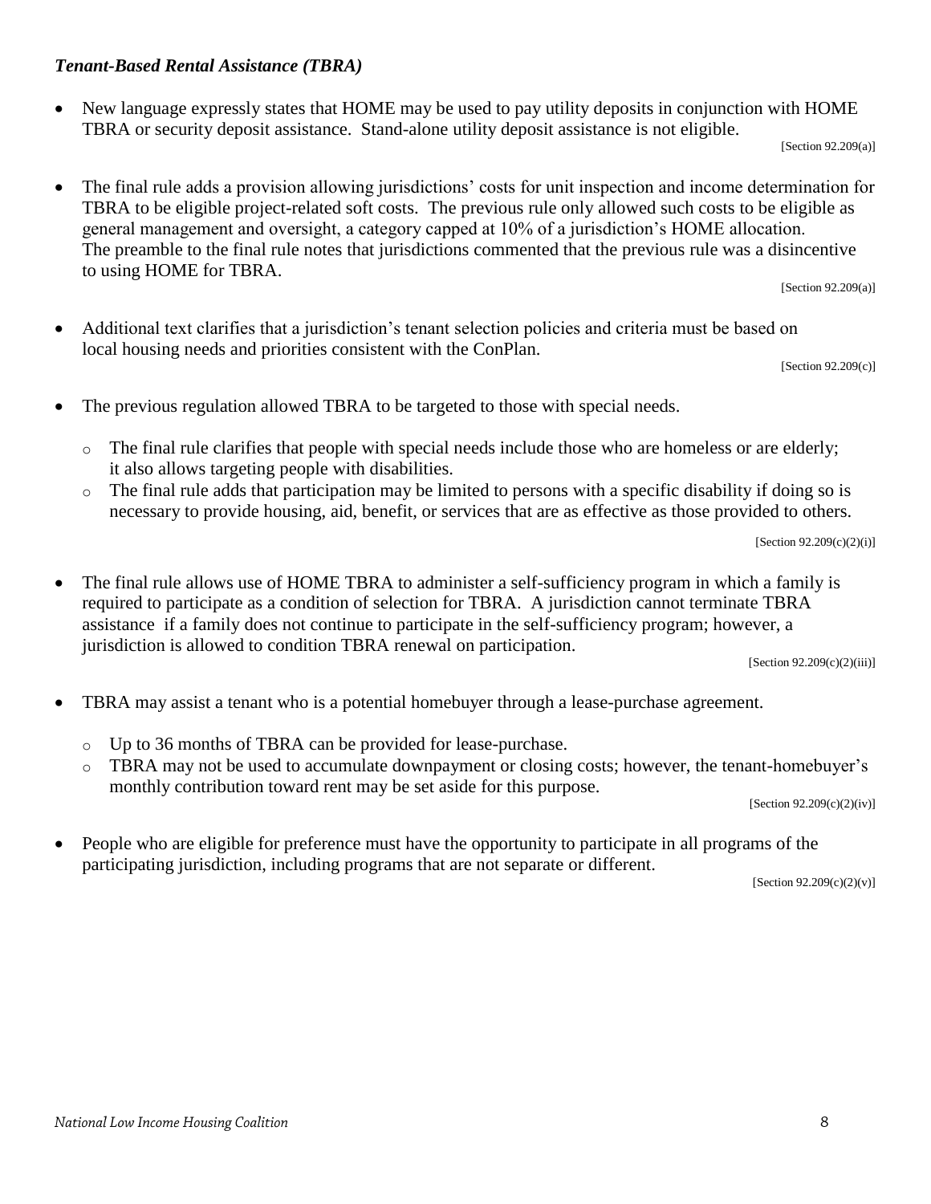### *Tenant-Based Rental Assistance (TBRA)*

- New language expressly states that HOME may be used to pay utility deposits in conjunction with HOME TBRA or security deposit assistance. Stand-alone utility deposit assistance is not eligible.

  [Section 92.209(a)]

- The final rule adds a provision allowing jurisdictions' costs for unit inspection and income determination for TBRA to be eligible project-related soft costs. The previous rule only allowed such costs to be eligible as general management and oversight, a category capped at 10% of a jurisdiction's HOME allocation. The preamble to the final rule notes that jurisdictions commented that the previous rule was a disincentive to using HOME for TBRA.

  [Section 92.209(a)]

- Additional text clarifies that a jurisdiction's tenant selection policies and criteria must be based on local housing needs and priorities consistent with the ConPlan.

  [Section 92.209(c)]

- The previous regulation allowed TBRA to be targeted to those with special needs.
  - The final rule clarifies that people with special needs include those who are homeless or are elderly; it also allows targeting people with disabilities.
  - The final rule adds that participation may be limited to persons with a specific disability if doing so is necessary to provide housing, aid, benefit, or services that are as effective as those provided to others.

  [Section 92.209(c)(2)(i)]

- The final rule allows use of HOME TBRA to administer a self-sufficiency program in which a family is required to participate as a condition of selection for TBRA. A jurisdiction cannot terminate TBRA assistance if a family does not continue to participate in the self-sufficiency program; however, a jurisdiction is allowed to condition TBRA renewal on participation.

  [Section 92.209(c)(2)(iii)]

- TBRA may assist a tenant who is a potential homebuyer through a lease-purchase agreement.
  - Up to 36 months of TBRA can be provided for lease-purchase.
  - TBRA may not be used to accumulate downpayment or closing costs; however, the tenant-homebuyer's monthly contribution toward rent may be set aside for this purpose.

  [Section 92.209(c)(2)(iv)]

- People who are eligible for preference must have the opportunity to participate in all programs of the participating jurisdiction, including programs that are not separate or different.

  [Section 92.209(c)(2)(v)]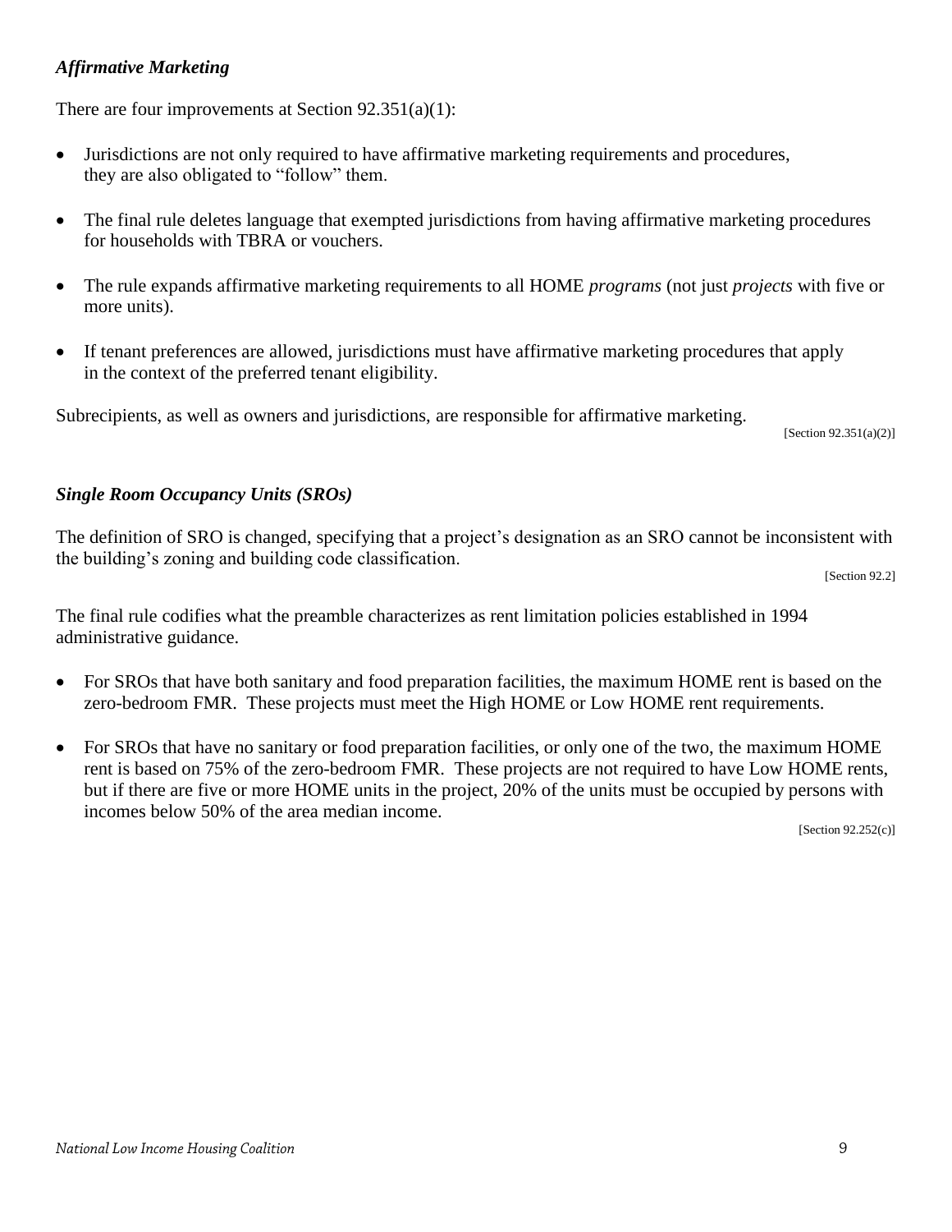### *Affirmative Marketing*

There are four improvements at Section 92.351(a)(1):

- Jurisdictions are not only required to have affirmative marketing requirements and procedures, they are also obligated to "follow" them.
- The final rule deletes language that exempted jurisdictions from having affirmative marketing procedures for households with TBRA or vouchers.
- The rule expands affirmative marketing requirements to all HOME *programs* (not just *projects* with five or more units).
- If tenant preferences are allowed, jurisdictions must have affirmative marketing procedures that apply in the context of the preferred tenant eligibility.

Subrecipients, as well as owners and jurisdictions, are responsible for affirmative marketing.

[Section 92.351(a)(2)]

### *Single Room Occupancy Units (SROs)*

The definition of SRO is changed, specifying that a project's designation as an SRO cannot be inconsistent with the building's zoning and building code classification.

[Section 92.2]

The final rule codifies what the preamble characterizes as rent limitation policies established in 1994 administrative guidance.

- For SROs that have both sanitary and food preparation facilities, the maximum HOME rent is based on the zero-bedroom FMR. These projects must meet the High HOME or Low HOME rent requirements.
- For SROs that have no sanitary or food preparation facilities, or only one of the two, the maximum HOME rent is based on 75% of the zero-bedroom FMR. These projects are not required to have Low HOME rents, but if there are five or more HOME units in the project, 20% of the units must be occupied by persons with incomes below 50% of the area median income.

[Section 92.252(c)]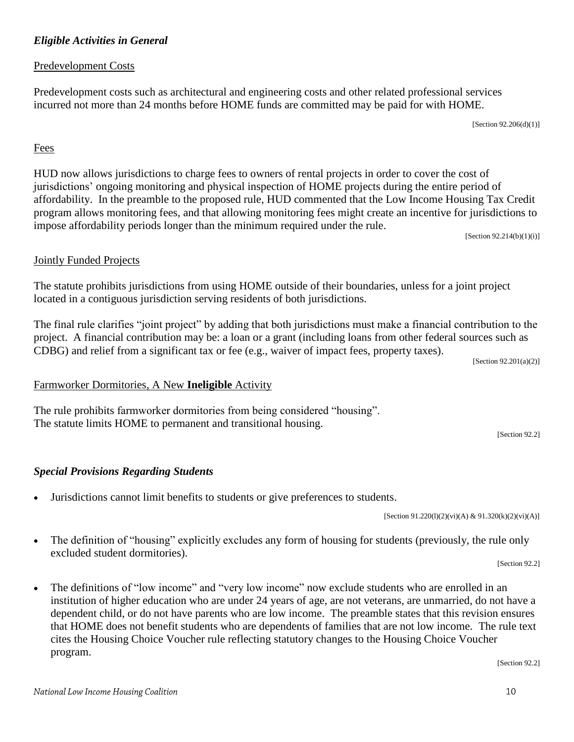### *Eligible Activities in General*

Predevelopment Costs

Predevelopment costs such as architectural and engineering costs and other related professional services incurred not more than 24 months before HOME funds are committed may be paid for with HOME.

[Section 92.206(d)(1)]

Fees

HUD now allows jurisdictions to charge fees to owners of rental projects in order to cover the cost of jurisdictions' ongoing monitoring and physical inspection of HOME projects during the entire period of affordability. In the preamble to the proposed rule, HUD commented that the Low Income Housing Tax Credit program allows monitoring fees, and that allowing monitoring fees might create an incentive for jurisdictions to impose affordability periods longer than the minimum required under the rule.

[Section 92.214(b)(1)(i)]

Jointly Funded Projects

The statute prohibits jurisdictions from using HOME outside of their boundaries, unless for a joint project located in a contiguous jurisdiction serving residents of both jurisdictions.

The final rule clarifies "joint project" by adding that both jurisdictions must make a financial contribution to the project. A financial contribution may be: a loan or a grant (including loans from other federal sources such as CDBG) and relief from a significant tax or fee (e.g., waiver of impact fees, property taxes).

[Section 92.201(a)(2)]

Farmworker Dormitories, A New **Ineligible** Activity

The rule prohibits farmworker dormitories from being considered "housing".
The statute limits HOME to permanent and transitional housing.

[Section 92.2]

### *Special Provisions Regarding Students*

- Jurisdictions cannot limit benefits to students or give preferences to students.

  [Section 91.220(l)(2)(vi)(A) & 91.320(k)(2)(vi)(A)]

- The definition of "housing" explicitly excludes any form of housing for students (previously, the rule only excluded student dormitories).

  [Section 92.2]

- The definitions of "low income" and "very low income" now exclude students who are enrolled in an institution of higher education who are under 24 years of age, are not veterans, are unmarried, do not have a dependent child, or do not have parents who are low income. The preamble states that this revision ensures that HOME does not benefit students who are dependents of families that are not low income. The rule text cites the Housing Choice Voucher rule reflecting statutory changes to the Housing Choice Voucher program.

  [Section 92.2]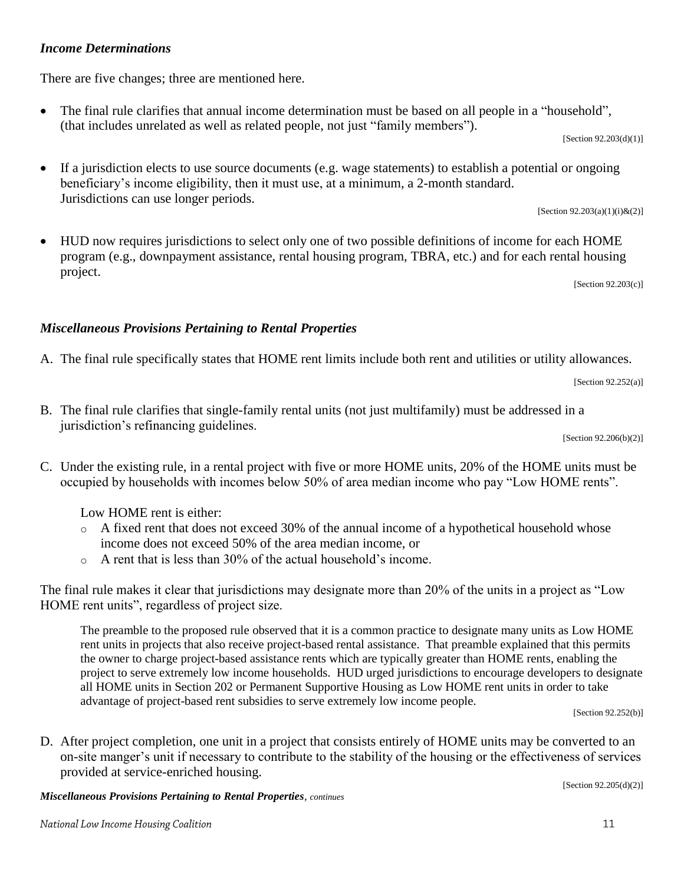### *Income Determinations*

There are five changes; three are mentioned here.

- The final rule clarifies that annual income determination must be based on all people in a "household", (that includes unrelated as well as related people, not just "family members").

  [Section 92.203(d)(1)]

- If a jurisdiction elects to use source documents (e.g. wage statements) to establish a potential or ongoing beneficiary's income eligibility, then it must use, at a minimum, a 2-month standard. Jurisdictions can use longer periods.

  [Section 92.203(a)(1)(i)&(2)]

- HUD now requires jurisdictions to select only one of two possible definitions of income for each HOME program (e.g., downpayment assistance, rental housing program, TBRA, etc.) and for each rental housing project.

  [Section 92.203(c)]

### *Miscellaneous Provisions Pertaining to Rental Properties*

A. The final rule specifically states that HOME rent limits include both rent and utilities or utility allowances.

[Section 92.252(a)]

B. The final rule clarifies that single-family rental units (not just multifamily) must be addressed in a jurisdiction's refinancing guidelines.

[Section 92.206(b)(2)]

C. Under the existing rule, in a rental project with five or more HOME units, 20% of the HOME units must be occupied by households with incomes below 50% of area median income who pay "Low HOME rents".

Low HOME rent is either:

- A fixed rent that does not exceed 30% of the annual income of a hypothetical household whose income does not exceed 50% of the area median income, or
- A rent that is less than 30% of the actual household's income.

The final rule makes it clear that jurisdictions may designate more than 20% of the units in a project as "Low HOME rent units", regardless of project size.

> The preamble to the proposed rule observed that it is a common practice to designate many units as Low HOME rent units in projects that also receive project-based rental assistance. That preamble explained that this permits the owner to charge project-based assistance rents which are typically greater than HOME rents, enabling the project to serve extremely low income households. HUD urged jurisdictions to encourage developers to designate all HOME units in Section 202 or Permanent Supportive Housing as Low HOME rent units in order to take advantage of project-based rent subsidies to serve extremely low income people.

[Section 92.252(b)]

D. After project completion, one unit in a project that consists entirely of HOME units may be converted to an on-site manger's unit if necessary to contribute to the stability of the housing or the effectiveness of services provided at service-enriched housing.

[Section 92.205(d)(2)]

***Miscellaneous Provisions Pertaining to Rental Properties**, continues*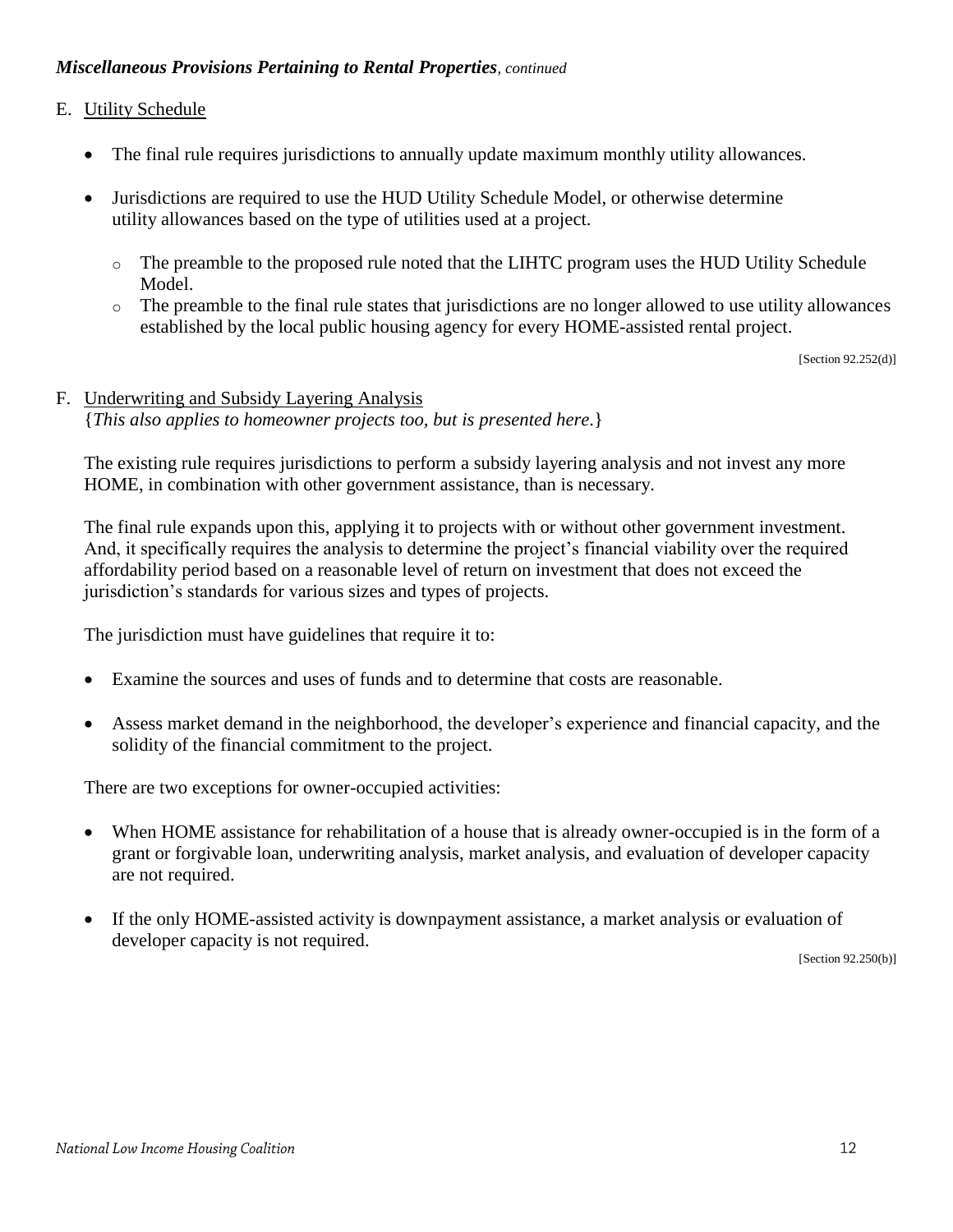***Miscellaneous Provisions Pertaining to Rental Properties**, continued*

E. Utility Schedule

- The final rule requires jurisdictions to annually update maximum monthly utility allowances.
- Jurisdictions are required to use the HUD Utility Schedule Model, or otherwise determine utility allowances based on the type of utilities used at a project.
  - The preamble to the proposed rule noted that the LIHTC program uses the HUD Utility Schedule Model.
  - The preamble to the final rule states that jurisdictions are no longer allowed to use utility allowances established by the local public housing agency for every HOME-assisted rental project.

[Section 92.252(d)]

F. Underwriting and Subsidy Layering Analysis
{*This also applies to homeowner projects too, but is presented here*.}

The existing rule requires jurisdictions to perform a subsidy layering analysis and not invest any more HOME, in combination with other government assistance, than is necessary.

The final rule expands upon this, applying it to projects with or without other government investment. And, it specifically requires the analysis to determine the project's financial viability over the required affordability period based on a reasonable level of return on investment that does not exceed the jurisdiction's standards for various sizes and types of projects.

The jurisdiction must have guidelines that require it to:

- Examine the sources and uses of funds and to determine that costs are reasonable.
- Assess market demand in the neighborhood, the developer's experience and financial capacity, and the solidity of the financial commitment to the project.

There are two exceptions for owner-occupied activities:

- When HOME assistance for rehabilitation of a house that is already owner-occupied is in the form of a grant or forgivable loan, underwriting analysis, market analysis, and evaluation of developer capacity are not required.
- If the only HOME-assisted activity is downpayment assistance, a market analysis or evaluation of developer capacity is not required.

[Section 92.250(b)]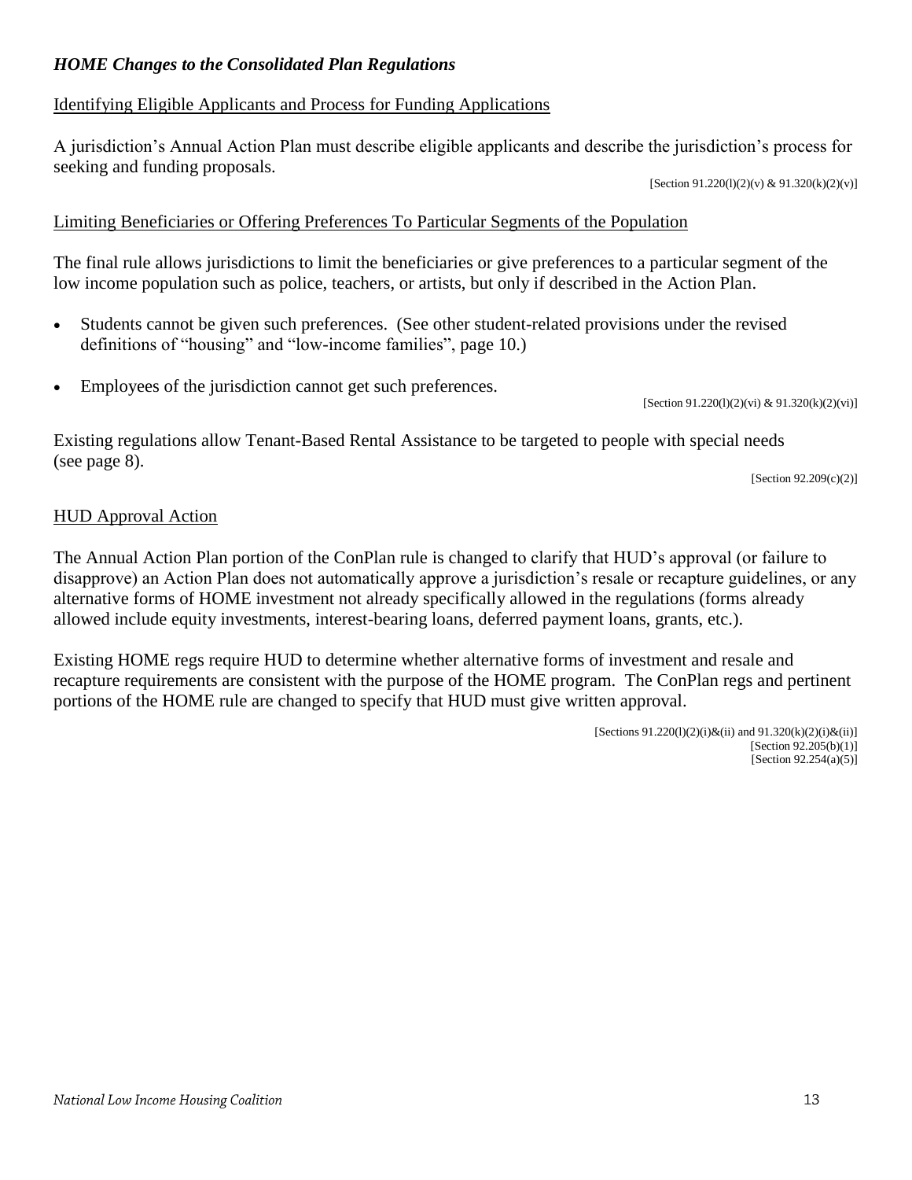### *HOME Changes to the Consolidated Plan Regulations*

Identifying Eligible Applicants and Process for Funding Applications

A jurisdiction's Annual Action Plan must describe eligible applicants and describe the jurisdiction's process for seeking and funding proposals.

[Section 91.220(l)(2)(v) & 91.320(k)(2)(v)]

Limiting Beneficiaries or Offering Preferences To Particular Segments of the Population

The final rule allows jurisdictions to limit the beneficiaries or give preferences to a particular segment of the low income population such as police, teachers, or artists, but only if described in the Action Plan.

- Students cannot be given such preferences. (See other student-related provisions under the revised definitions of "housing" and "low-income families", page 10.)
- Employees of the jurisdiction cannot get such preferences.

[Section 91.220(l)(2)(vi) & 91.320(k)(2)(vi)]

Existing regulations allow Tenant-Based Rental Assistance to be targeted to people with special needs (see page 8).

[Section 92.209(c)(2)]

HUD Approval Action

The Annual Action Plan portion of the ConPlan rule is changed to clarify that HUD's approval (or failure to disapprove) an Action Plan does not automatically approve a jurisdiction's resale or recapture guidelines, or any alternative forms of HOME investment not already specifically allowed in the regulations (forms already allowed include equity investments, interest-bearing loans, deferred payment loans, grants, etc.).

Existing HOME regs require HUD to determine whether alternative forms of investment and resale and recapture requirements are consistent with the purpose of the HOME program. The ConPlan regs and pertinent portions of the HOME rule are changed to specify that HUD must give written approval.

[Sections 91.220(l)(2)(i)&(ii) and 91.320(k)(2)(i)&(ii)]
[Section 92.205(b)(1)]
[Section 92.254(a)(5)]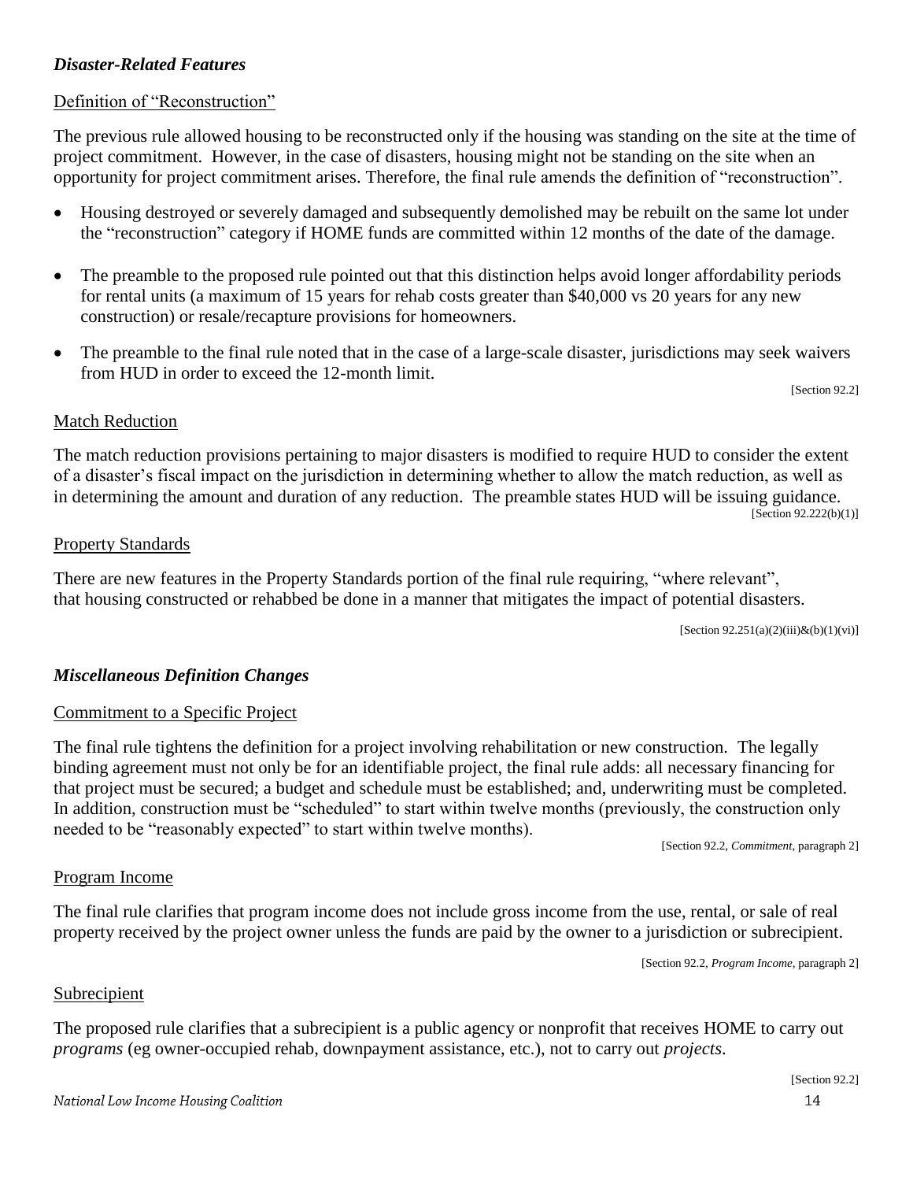### *Disaster-Related Features*

Definition of "Reconstruction"

The previous rule allowed housing to be reconstructed only if the housing was standing on the site at the time of project commitment. However, in the case of disasters, housing might not be standing on the site when an opportunity for project commitment arises. Therefore, the final rule amends the definition of "reconstruction".

- Housing destroyed or severely damaged and subsequently demolished may be rebuilt on the same lot under the "reconstruction" category if HOME funds are committed within 12 months of the date of the damage.
- The preamble to the proposed rule pointed out that this distinction helps avoid longer affordability periods for rental units (a maximum of 15 years for rehab costs greater than $40,000 vs 20 years for any new construction) or resale/recapture provisions for homeowners.
- The preamble to the final rule noted that in the case of a large-scale disaster, jurisdictions may seek waivers from HUD in order to exceed the 12-month limit.

[Section 92.2]

Match Reduction

The match reduction provisions pertaining to major disasters is modified to require HUD to consider the extent of a disaster's fiscal impact on the jurisdiction in determining whether to allow the match reduction, as well as in determining the amount and duration of any reduction. The preamble states HUD will be issuing guidance.

[Section 92.222(b)(1)]

Property Standards

There are new features in the Property Standards portion of the final rule requiring, "where relevant", that housing constructed or rehabbed be done in a manner that mitigates the impact of potential disasters.

[Section 92.251(a)(2)(iii)&(b)(1)(vi)]

### *Miscellaneous Definition Changes*

Commitment to a Specific Project

The final rule tightens the definition for a project involving rehabilitation or new construction. The legally binding agreement must not only be for an identifiable project, the final rule adds: all necessary financing for that project must be secured; a budget and schedule must be established; and, underwriting must be completed. In addition, construction must be "scheduled" to start within twelve months (previously, the construction only needed to be "reasonably expected" to start within twelve months).

[Section 92.2, *Commitment*, paragraph 2]

Program Income

The final rule clarifies that program income does not include gross income from the use, rental, or sale of real property received by the project owner unless the funds are paid by the owner to a jurisdiction or subrecipient.

[Section 92.2, *Program Income*, paragraph 2]

Subrecipient

The proposed rule clarifies that a subrecipient is a public agency or nonprofit that receives HOME to carry out *programs* (eg owner-occupied rehab, downpayment assistance, etc.), not to carry out *projects*.

[Section 92.2]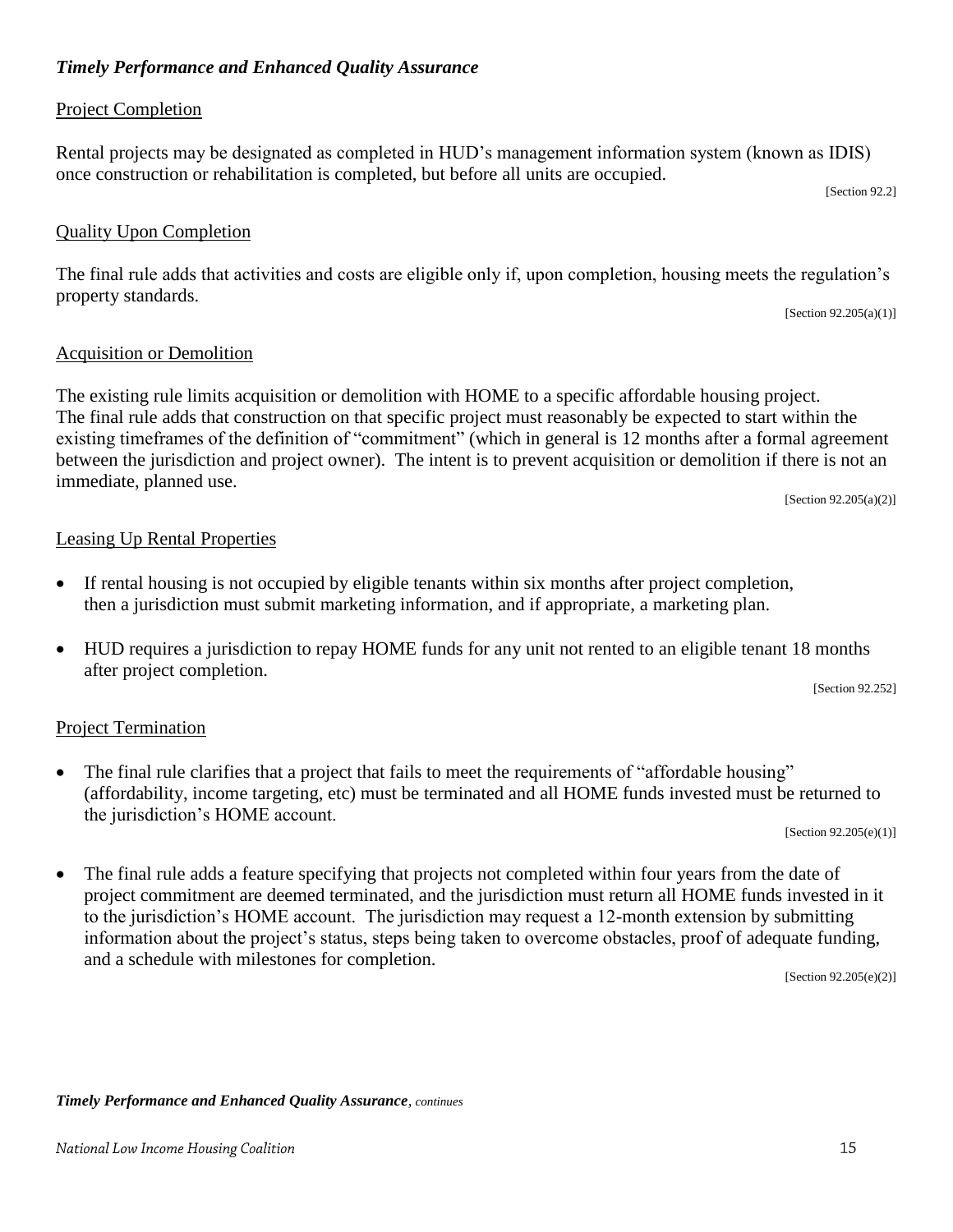### *Timely Performance and Enhanced Quality Assurance*

Project Completion

Rental projects may be designated as completed in HUD's management information system (known as IDIS) once construction or rehabilitation is completed, but before all units are occupied.

[Section 92.2]

Quality Upon Completion

The final rule adds that activities and costs are eligible only if, upon completion, housing meets the regulation's property standards.

[Section 92.205(a)(1)]

Acquisition or Demolition

The existing rule limits acquisition or demolition with HOME to a specific affordable housing project. The final rule adds that construction on that specific project must reasonably be expected to start within the existing timeframes of the definition of "commitment" (which in general is 12 months after a formal agreement between the jurisdiction and project owner). The intent is to prevent acquisition or demolition if there is not an immediate, planned use.

[Section 92.205(a)(2)]

Leasing Up Rental Properties

- If rental housing is not occupied by eligible tenants within six months after project completion, then a jurisdiction must submit marketing information, and if appropriate, a marketing plan.
- HUD requires a jurisdiction to repay HOME funds for any unit not rented to an eligible tenant 18 months after project completion.

[Section 92.252]

Project Termination

- The final rule clarifies that a project that fails to meet the requirements of "affordable housing" (affordability, income targeting, etc) must be terminated and all HOME funds invested must be returned to the jurisdiction's HOME account.

[Section 92.205(e)(1)]

- The final rule adds a feature specifying that projects not completed within four years from the date of project commitment are deemed terminated, and the jurisdiction must return all HOME funds invested in it to the jurisdiction's HOME account. The jurisdiction may request a 12-month extension by submitting information about the project's status, steps being taken to overcome obstacles, proof of adequate funding, and a schedule with milestones for completion.

[Section 92.205(e)(2)]

***Timely Performance and Enhanced Quality Assurance**, continues*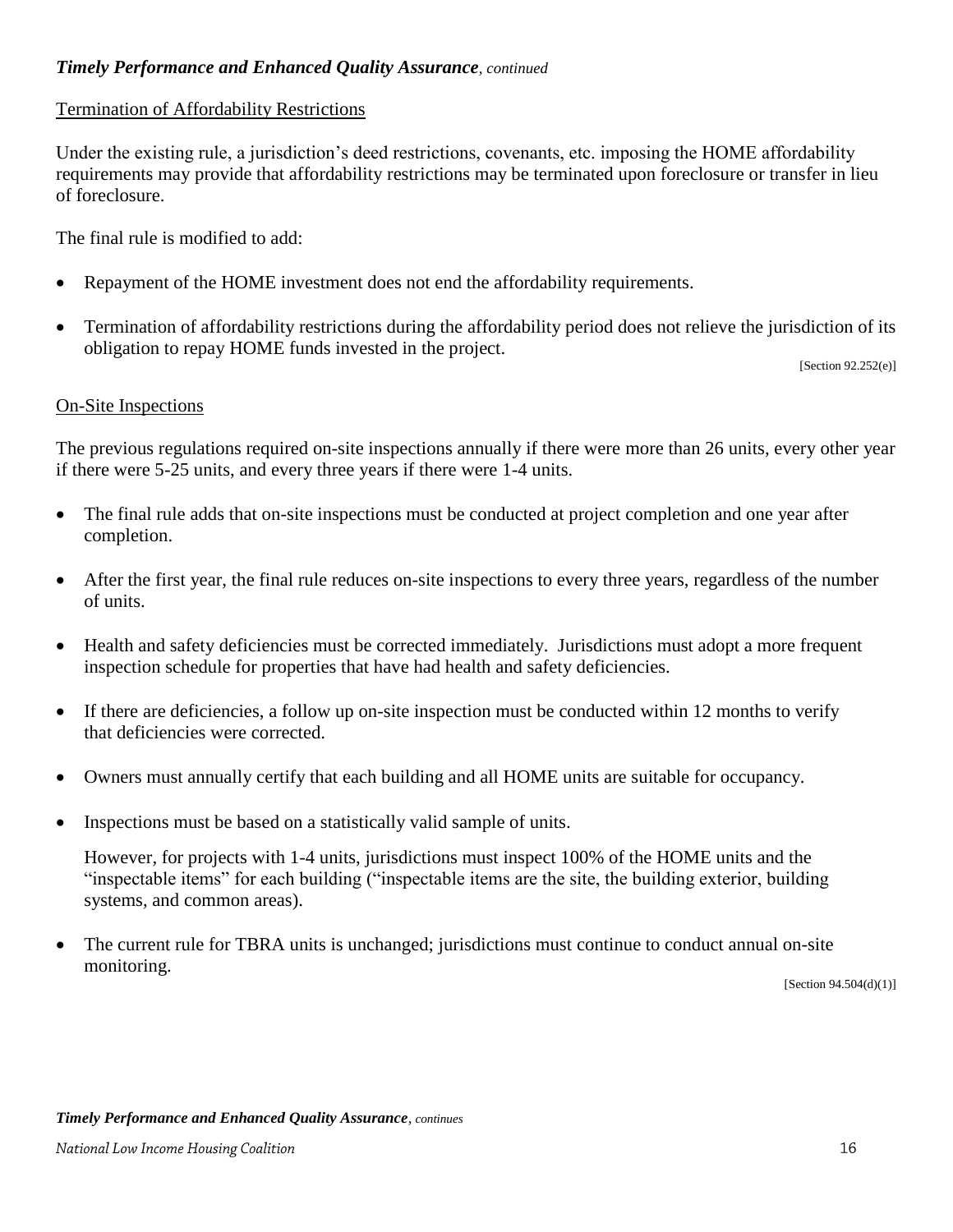### *Timely Performance and Enhanced Quality Assurance, continued*

Termination of Affordability Restrictions

Under the existing rule, a jurisdiction's deed restrictions, covenants, etc. imposing the HOME affordability requirements may provide that affordability restrictions may be terminated upon foreclosure or transfer in lieu of foreclosure.

The final rule is modified to add:

- Repayment of the HOME investment does not end the affordability requirements.
- Termination of affordability restrictions during the affordability period does not relieve the jurisdiction of its obligation to repay HOME funds invested in the project.

[Section 92.252(e)]

On-Site Inspections

The previous regulations required on-site inspections annually if there were more than 26 units, every other year if there were 5-25 units, and every three years if there were 1-4 units.

- The final rule adds that on-site inspections must be conducted at project completion and one year after completion.
- After the first year, the final rule reduces on-site inspections to every three years, regardless of the number of units.
- Health and safety deficiencies must be corrected immediately. Jurisdictions must adopt a more frequent inspection schedule for properties that have had health and safety deficiencies.
- If there are deficiencies, a follow up on-site inspection must be conducted within 12 months to verify that deficiencies were corrected.
- Owners must annually certify that each building and all HOME units are suitable for occupancy.
- Inspections must be based on a statistically valid sample of units.

  However, for projects with 1-4 units, jurisdictions must inspect 100% of the HOME units and the "inspectable items" for each building ("inspectable items are the site, the building exterior, building systems, and common areas).
- The current rule for TBRA units is unchanged; jurisdictions must continue to conduct annual on-site monitoring.

[Section 94.504(d)(1)]

*Timely Performance and Enhanced Quality Assurance, continues*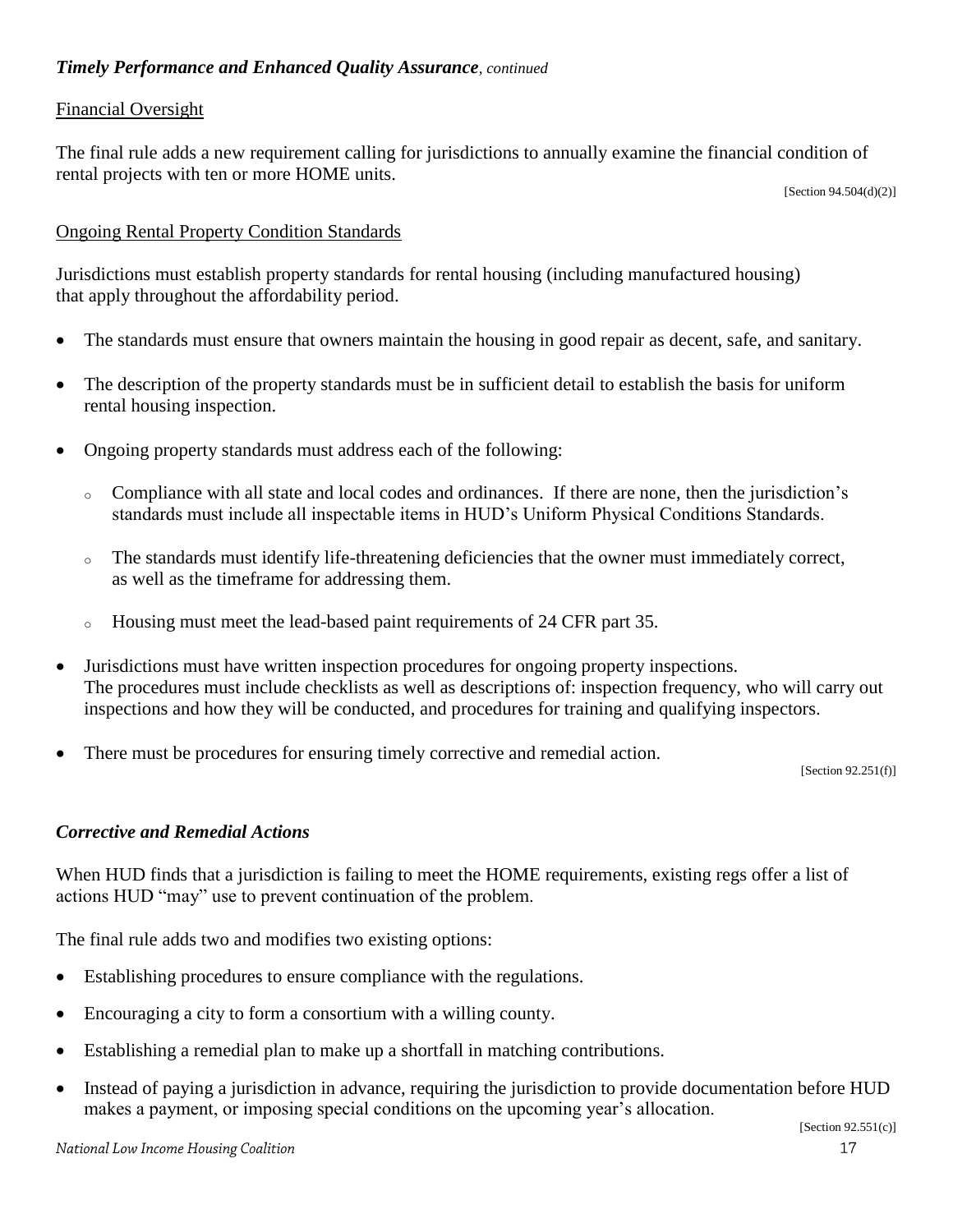***Timely Performance and Enhanced Quality Assurance**, continued*

Financial Oversight

The final rule adds a new requirement calling for jurisdictions to annually examine the financial condition of rental projects with ten or more HOME units.

[Section 94.504(d)(2)]

Ongoing Rental Property Condition Standards

Jurisdictions must establish property standards for rental housing (including manufactured housing) that apply throughout the affordability period.

- The standards must ensure that owners maintain the housing in good repair as decent, safe, and sanitary.
- The description of the property standards must be in sufficient detail to establish the basis for uniform rental housing inspection.
- Ongoing property standards must address each of the following:
  - Compliance with all state and local codes and ordinances. If there are none, then the jurisdiction's standards must include all inspectable items in HUD's Uniform Physical Conditions Standards.
  - The standards must identify life-threatening deficiencies that the owner must immediately correct, as well as the timeframe for addressing them.
  - Housing must meet the lead-based paint requirements of 24 CFR part 35.
- Jurisdictions must have written inspection procedures for ongoing property inspections. The procedures must include checklists as well as descriptions of: inspection frequency, who will carry out inspections and how they will be conducted, and procedures for training and qualifying inspectors.
- There must be procedures for ensuring timely corrective and remedial action.

[Section 92.251(f)]

### *Corrective and Remedial Actions*

When HUD finds that a jurisdiction is failing to meet the HOME requirements, existing regs offer a list of actions HUD "may" use to prevent continuation of the problem.

The final rule adds two and modifies two existing options:

- Establishing procedures to ensure compliance with the regulations.
- Encouraging a city to form a consortium with a willing county.
- Establishing a remedial plan to make up a shortfall in matching contributions.
- Instead of paying a jurisdiction in advance, requiring the jurisdiction to provide documentation before HUD makes a payment, or imposing special conditions on the upcoming year's allocation.

[Section 92.551(c)]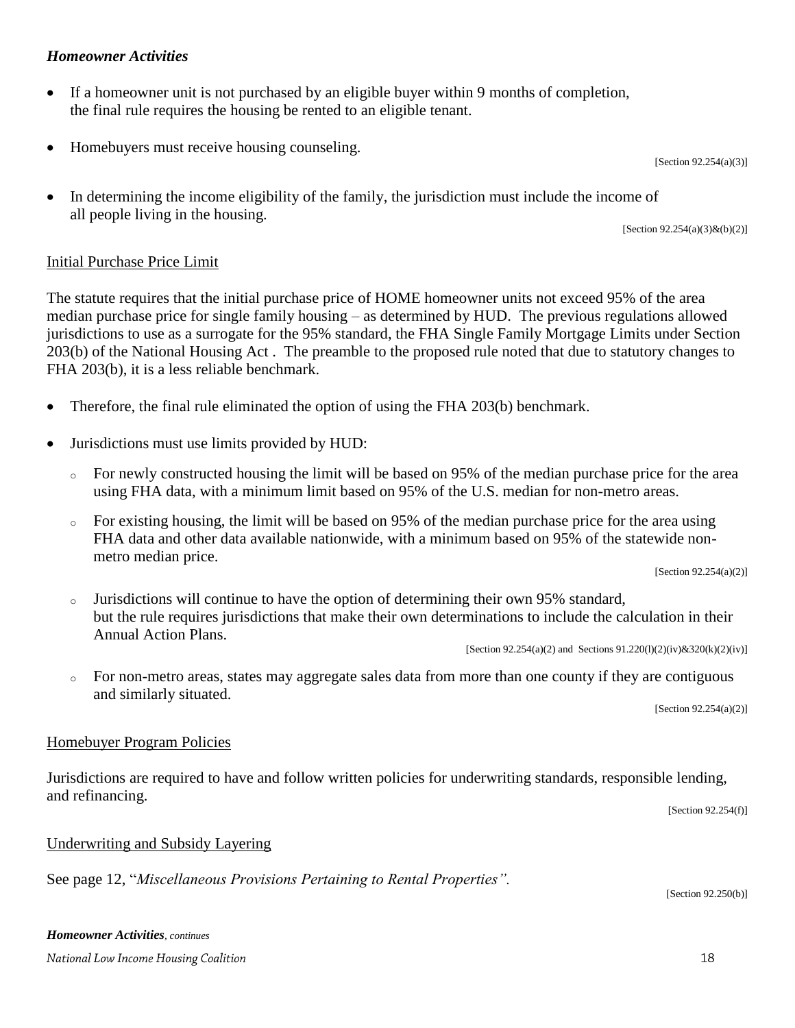### *Homeowner Activities*

- If a homeowner unit is not purchased by an eligible buyer within 9 months of completion, the final rule requires the housing be rented to an eligible tenant.
- Homebuyers must receive housing counseling.

[Section 92.254(a)(3)]

- In determining the income eligibility of the family, the jurisdiction must include the income of all people living in the housing.

[Section 92.254(a)(3)&(b)(2)]

#### Initial Purchase Price Limit

The statute requires that the initial purchase price of HOME homeowner units not exceed 95% of the area median purchase price for single family housing – as determined by HUD. The previous regulations allowed jurisdictions to use as a surrogate for the 95% standard, the FHA Single Family Mortgage Limits under Section 203(b) of the National Housing Act . The preamble to the proposed rule noted that due to statutory changes to FHA 203(b), it is a less reliable benchmark.

- Therefore, the final rule eliminated the option of using the FHA 203(b) benchmark.
- Jurisdictions must use limits provided by HUD:
  - For newly constructed housing the limit will be based on 95% of the median purchase price for the area using FHA data, with a minimum limit based on 95% of the U.S. median for non-metro areas.
  - For existing housing, the limit will be based on 95% of the median purchase price for the area using FHA data and other data available nationwide, with a minimum based on 95% of the statewide non-metro median price.

    [Section 92.254(a)(2)]

  - Jurisdictions will continue to have the option of determining their own 95% standard, but the rule requires jurisdictions that make their own determinations to include the calculation in their Annual Action Plans.

    [Section 92.254(a)(2) and Sections 91.220(l)(2)(iv)&320(k)(2)(iv)]

  - For non-metro areas, states may aggregate sales data from more than one county if they are contiguous and similarly situated.

    [Section 92.254(a)(2)]

#### Homebuyer Program Policies

Jurisdictions are required to have and follow written policies for underwriting standards, responsible lending, and refinancing.

[Section 92.254(f)]

#### Underwriting and Subsidy Layering

See page 12, "*Miscellaneous Provisions Pertaining to Rental Properties".*

[Section 92.250(b)]

***Homeowner Activities**, continues*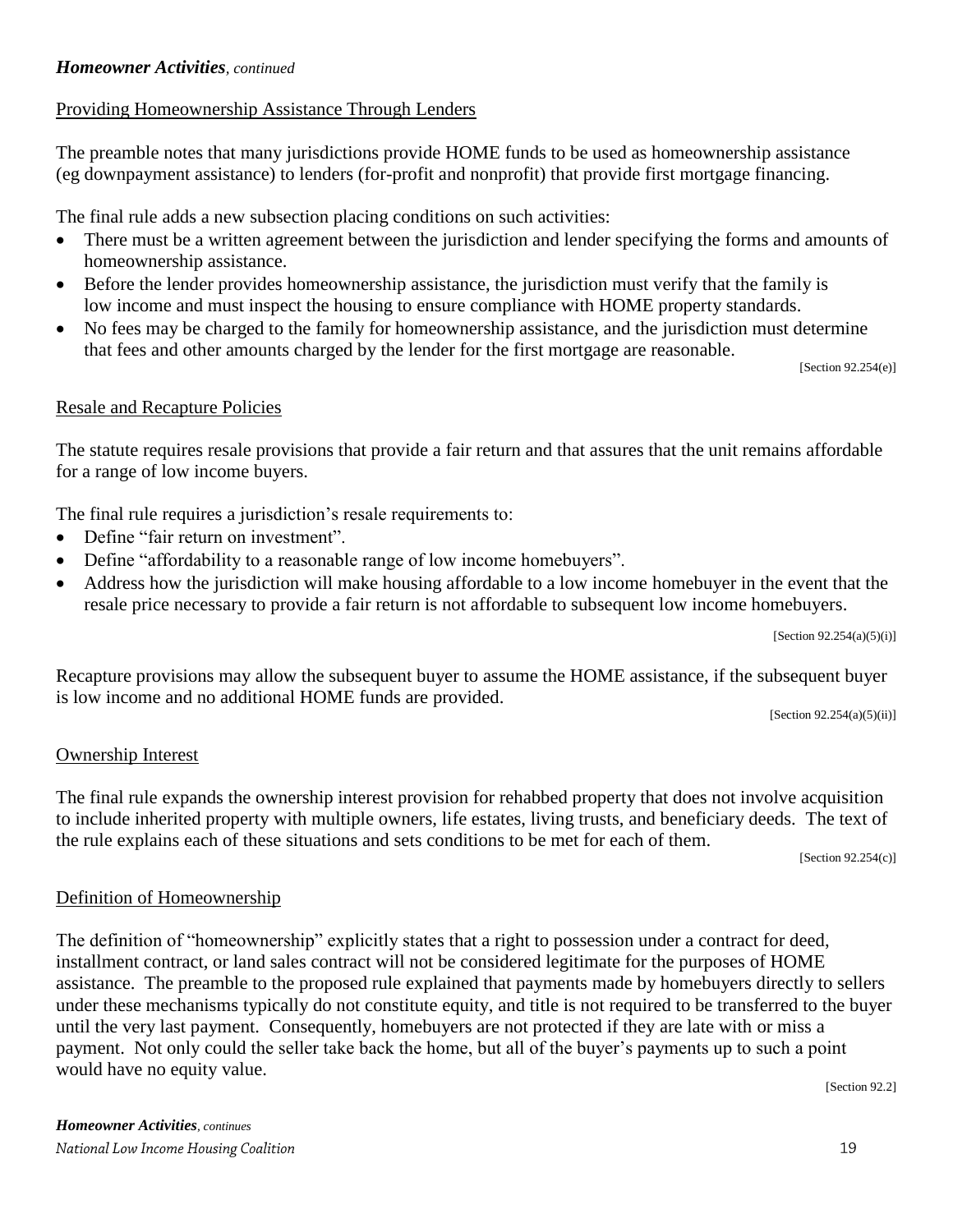***Homeowner Activities**, continued*

## Providing Homeownership Assistance Through Lenders

The preamble notes that many jurisdictions provide HOME funds to be used as homeownership assistance (eg downpayment assistance) to lenders (for-profit and nonprofit) that provide first mortgage financing.

The final rule adds a new subsection placing conditions on such activities:

- There must be a written agreement between the jurisdiction and lender specifying the forms and amounts of homeownership assistance.
- Before the lender provides homeownership assistance, the jurisdiction must verify that the family is low income and must inspect the housing to ensure compliance with HOME property standards.
- No fees may be charged to the family for homeownership assistance, and the jurisdiction must determine that fees and other amounts charged by the lender for the first mortgage are reasonable.

[Section 92.254(e)]

## Resale and Recapture Policies

The statute requires resale provisions that provide a fair return and that assures that the unit remains affordable for a range of low income buyers.

The final rule requires a jurisdiction's resale requirements to:

- Define "fair return on investment".
- Define "affordability to a reasonable range of low income homebuyers".
- Address how the jurisdiction will make housing affordable to a low income homebuyer in the event that the resale price necessary to provide a fair return is not affordable to subsequent low income homebuyers.

[Section 92.254(a)(5)(i)]

Recapture provisions may allow the subsequent buyer to assume the HOME assistance, if the subsequent buyer is low income and no additional HOME funds are provided.

[Section 92.254(a)(5)(ii)]

## Ownership Interest

The final rule expands the ownership interest provision for rehabbed property that does not involve acquisition to include inherited property with multiple owners, life estates, living trusts, and beneficiary deeds. The text of the rule explains each of these situations and sets conditions to be met for each of them.

[Section 92.254(c)]

## Definition of Homeownership

The definition of "homeownership" explicitly states that a right to possession under a contract for deed, installment contract, or land sales contract will not be considered legitimate for the purposes of HOME assistance. The preamble to the proposed rule explained that payments made by homebuyers directly to sellers under these mechanisms typically do not constitute equity, and title is not required to be transferred to the buyer until the very last payment. Consequently, homebuyers are not protected if they are late with or miss a payment. Not only could the seller take back the home, but all of the buyer's payments up to such a point would have no equity value.

[Section 92.2]

***Homeowner Activities**, continues*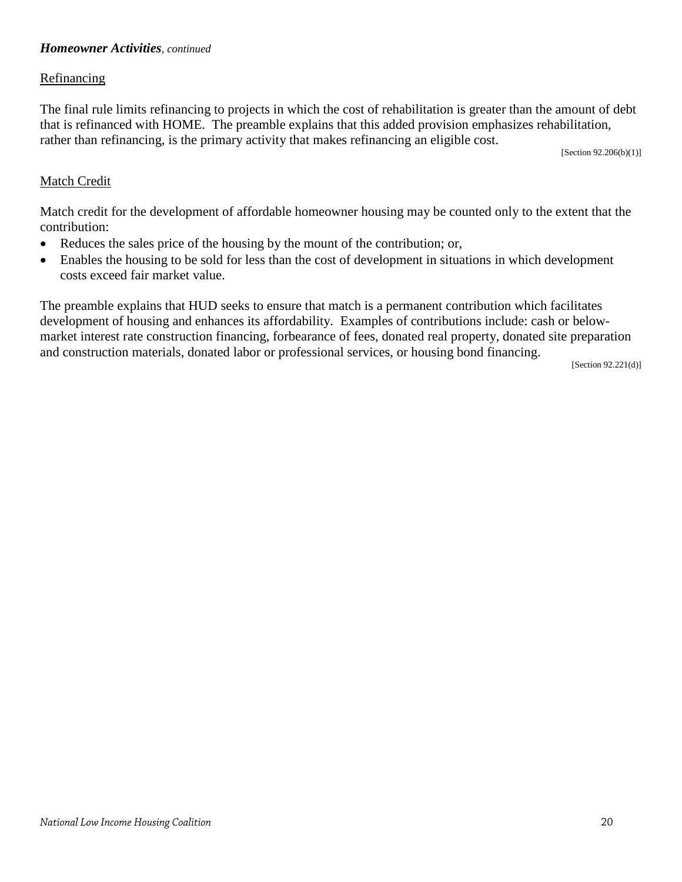***Homeowner Activities**, continued*

Refinancing

The final rule limits refinancing to projects in which the cost of rehabilitation is greater than the amount of debt that is refinanced with HOME. The preamble explains that this added provision emphasizes rehabilitation, rather than refinancing, is the primary activity that makes refinancing an eligible cost.

[Section 92.206(b)(1)]

Match Credit

Match credit for the development of affordable homeowner housing may be counted only to the extent that the contribution:

- Reduces the sales price of the housing by the mount of the contribution; or,
- Enables the housing to be sold for less than the cost of development in situations in which development costs exceed fair market value.

The preamble explains that HUD seeks to ensure that match is a permanent contribution which facilitates development of housing and enhances its affordability. Examples of contributions include: cash or below-market interest rate construction financing, forbearance of fees, donated real property, donated site preparation and construction materials, donated labor or professional services, or housing bond financing.

[Section 92.221(d)]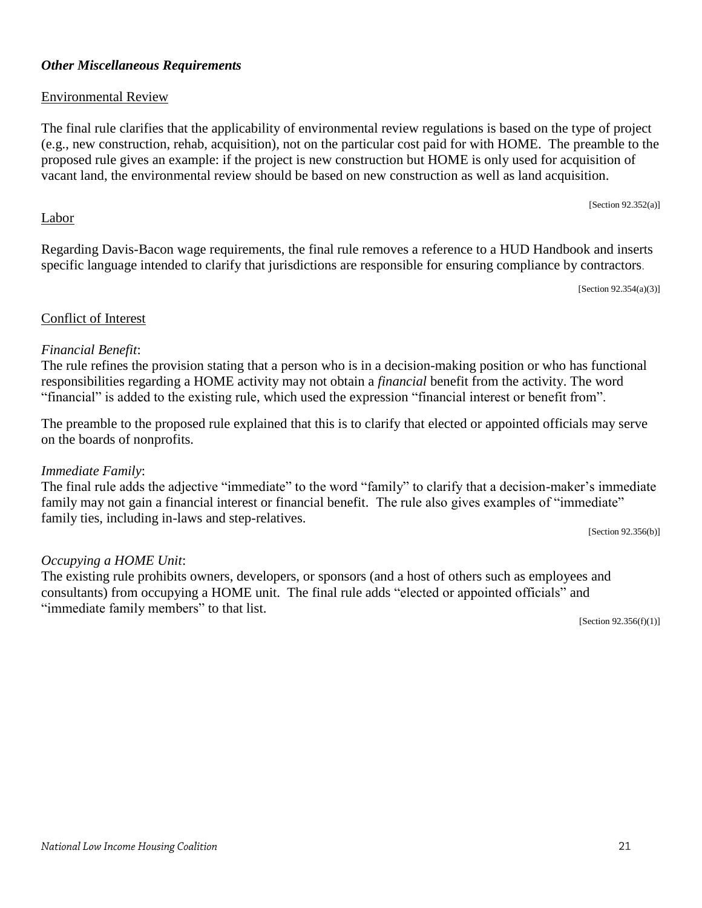***Other Miscellaneous Requirements***

Environmental Review

The final rule clarifies that the applicability of environmental review regulations is based on the type of project (e.g., new construction, rehab, acquisition), not on the particular cost paid for with HOME. The preamble to the proposed rule gives an example: if the project is new construction but HOME is only used for acquisition of vacant land, the environmental review should be based on new construction as well as land acquisition.

[Section 92.352(a)]

Labor

Regarding Davis-Bacon wage requirements, the final rule removes a reference to a HUD Handbook and inserts specific language intended to clarify that jurisdictions are responsible for ensuring compliance by contractors.

[Section 92.354(a)(3)]

Conflict of Interest

*Financial Benefit*:
The rule refines the provision stating that a person who is in a decision-making position or who has functional responsibilities regarding a HOME activity may not obtain a *financial* benefit from the activity. The word "financial" is added to the existing rule, which used the expression "financial interest or benefit from".

The preamble to the proposed rule explained that this is to clarify that elected or appointed officials may serve on the boards of nonprofits.

*Immediate Family*:
The final rule adds the adjective "immediate" to the word "family" to clarify that a decision-maker's immediate family may not gain a financial interest or financial benefit. The rule also gives examples of "immediate" family ties, including in-laws and step-relatives.

[Section 92.356(b)]

*Occupying a HOME Unit*:
The existing rule prohibits owners, developers, or sponsors (and a host of others such as employees and consultants) from occupying a HOME unit. The final rule adds "elected or appointed officials" and "immediate family members" to that list.

[Section 92.356(f)(1)]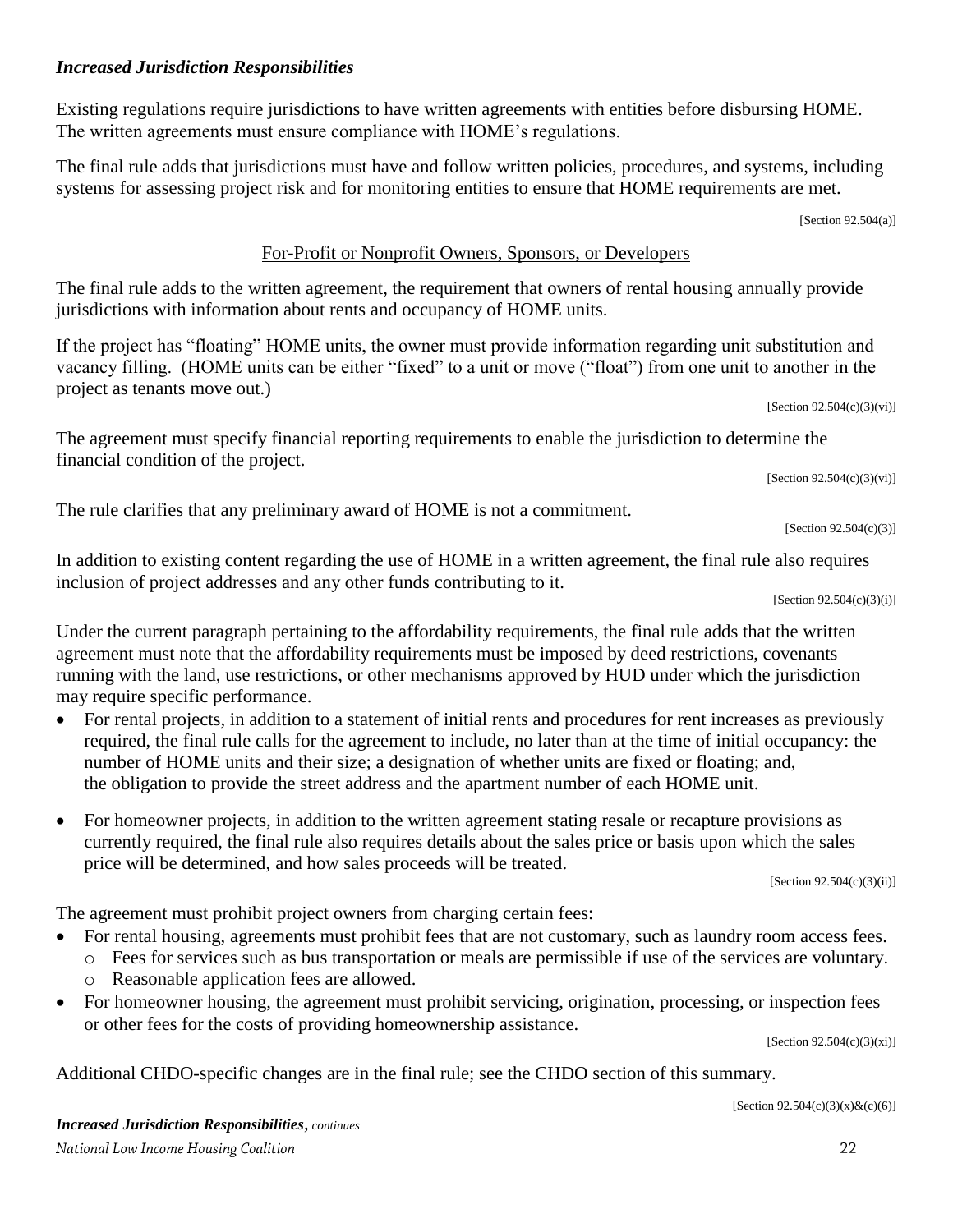### *Increased Jurisdiction Responsibilities*

Existing regulations require jurisdictions to have written agreements with entities before disbursing HOME. The written agreements must ensure compliance with HOME's regulations.

The final rule adds that jurisdictions must have and follow written policies, procedures, and systems, including systems for assessing project risk and for monitoring entities to ensure that HOME requirements are met.

[Section 92.504(a)]

#### For-Profit or Nonprofit Owners, Sponsors, or Developers

The final rule adds to the written agreement, the requirement that owners of rental housing annually provide jurisdictions with information about rents and occupancy of HOME units.

If the project has "floating" HOME units, the owner must provide information regarding unit substitution and vacancy filling. (HOME units can be either "fixed" to a unit or move ("float") from one unit to another in the project as tenants move out.)

[Section 92.504(c)(3)(vi)]

The agreement must specify financial reporting requirements to enable the jurisdiction to determine the financial condition of the project.

[Section 92.504(c)(3)(vi)]

The rule clarifies that any preliminary award of HOME is not a commitment.

[Section 92.504(c)(3)]

In addition to existing content regarding the use of HOME in a written agreement, the final rule also requires inclusion of project addresses and any other funds contributing to it.

[Section 92.504(c)(3)(i)]

Under the current paragraph pertaining to the affordability requirements, the final rule adds that the written agreement must note that the affordability requirements must be imposed by deed restrictions, covenants running with the land, use restrictions, or other mechanisms approved by HUD under which the jurisdiction may require specific performance.

- For rental projects, in addition to a statement of initial rents and procedures for rent increases as previously required, the final rule calls for the agreement to include, no later than at the time of initial occupancy: the number of HOME units and their size; a designation of whether units are fixed or floating; and, the obligation to provide the street address and the apartment number of each HOME unit.
- For homeowner projects, in addition to the written agreement stating resale or recapture provisions as currently required, the final rule also requires details about the sales price or basis upon which the sales price will be determined, and how sales proceeds will be treated.

[Section 92.504(c)(3)(ii)]

The agreement must prohibit project owners from charging certain fees:

- For rental housing, agreements must prohibit fees that are not customary, such as laundry room access fees.
  - Fees for services such as bus transportation or meals are permissible if use of the services are voluntary.
  - Reasonable application fees are allowed.
- For homeowner housing, the agreement must prohibit servicing, origination, processing, or inspection fees or other fees for the costs of providing homeownership assistance.

[Section 92.504(c)(3)(xi)]

Additional CHDO-specific changes are in the final rule; see the CHDO section of this summary.

[Section 92.504(c)(3)(x)&(c)(6)]

***Increased Jurisdiction Responsibilities****, continues*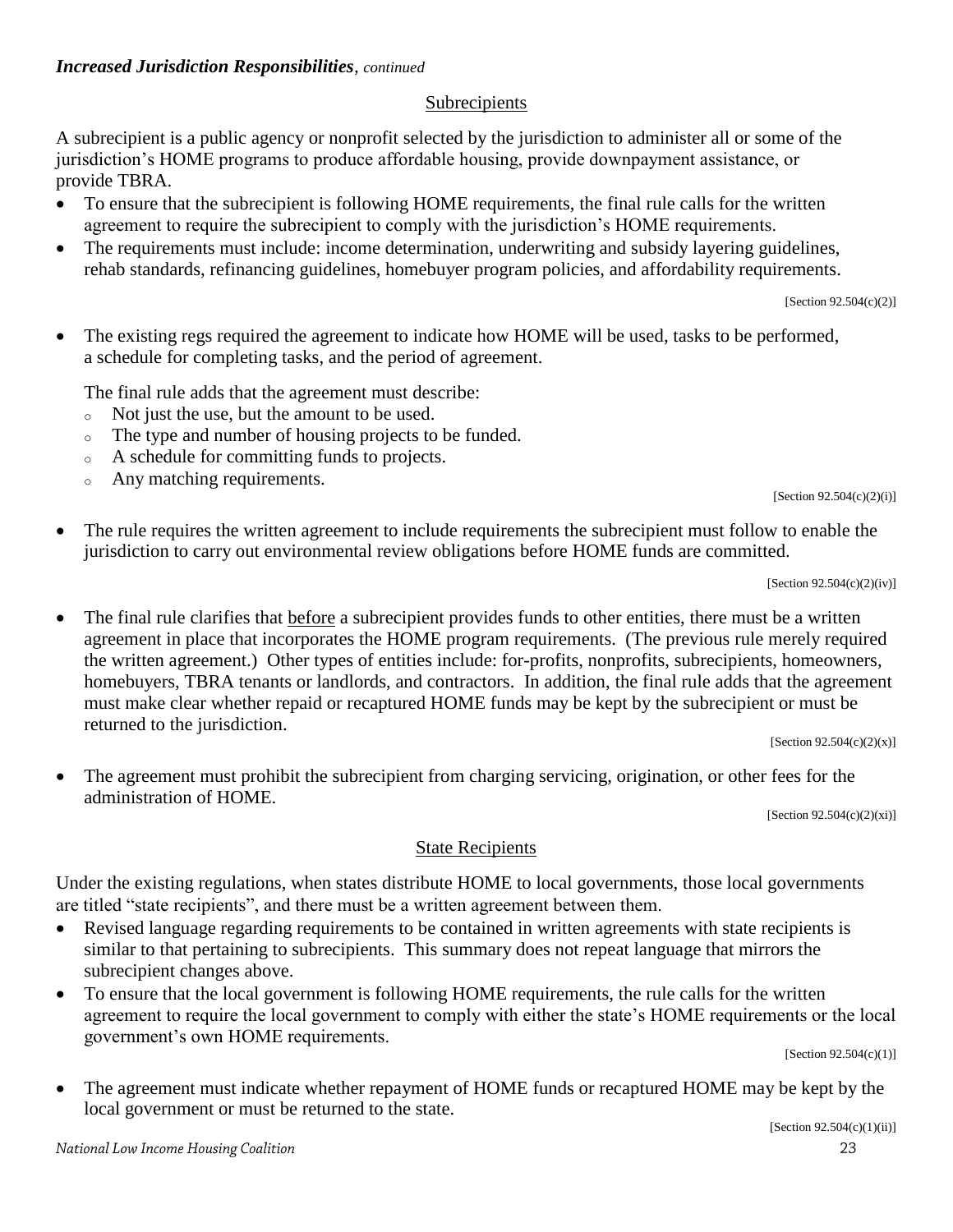***Increased Jurisdiction Responsibilities**, continued*

## Subrecipients

A subrecipient is a public agency or nonprofit selected by the jurisdiction to administer all or some of the jurisdiction's HOME programs to produce affordable housing, provide downpayment assistance, or provide TBRA.

- To ensure that the subrecipient is following HOME requirements, the final rule calls for the written agreement to require the subrecipient to comply with the jurisdiction's HOME requirements.
- The requirements must include: income determination, underwriting and subsidy layering guidelines, rehab standards, refinancing guidelines, homebuyer program policies, and affordability requirements.

[Section 92.504(c)(2)]

- The existing regs required the agreement to indicate how HOME will be used, tasks to be performed, a schedule for completing tasks, and the period of agreement.

  The final rule adds that the agreement must describe:
  - Not just the use, but the amount to be used.
  - The type and number of housing projects to be funded.
  - A schedule for committing funds to projects.
  - Any matching requirements.

[Section 92.504(c)(2)(i)]

- The rule requires the written agreement to include requirements the subrecipient must follow to enable the jurisdiction to carry out environmental review obligations before HOME funds are committed.

[Section 92.504(c)(2)(iv)]

- The final rule clarifies that <u>before</u> a subrecipient provides funds to other entities, there must be a written agreement in place that incorporates the HOME program requirements. (The previous rule merely required the written agreement.) Other types of entities include: for-profits, nonprofits, subrecipients, homeowners, homebuyers, TBRA tenants or landlords, and contractors. In addition, the final rule adds that the agreement must make clear whether repaid or recaptured HOME funds may be kept by the subrecipient or must be returned to the jurisdiction.

[Section 92.504(c)(2)(x)]

- The agreement must prohibit the subrecipient from charging servicing, origination, or other fees for the administration of HOME.

[Section 92.504(c)(2)(xi)]

## State Recipients

Under the existing regulations, when states distribute HOME to local governments, those local governments are titled "state recipients", and there must be a written agreement between them.

- Revised language regarding requirements to be contained in written agreements with state recipients is similar to that pertaining to subrecipients. This summary does not repeat language that mirrors the subrecipient changes above.
- To ensure that the local government is following HOME requirements, the rule calls for the written agreement to require the local government to comply with either the state's HOME requirements or the local government's own HOME requirements.

[Section 92.504(c)(1)]

- The agreement must indicate whether repayment of HOME funds or recaptured HOME may be kept by the local government or must be returned to the state.

[Section 92.504(c)(1)(ii)]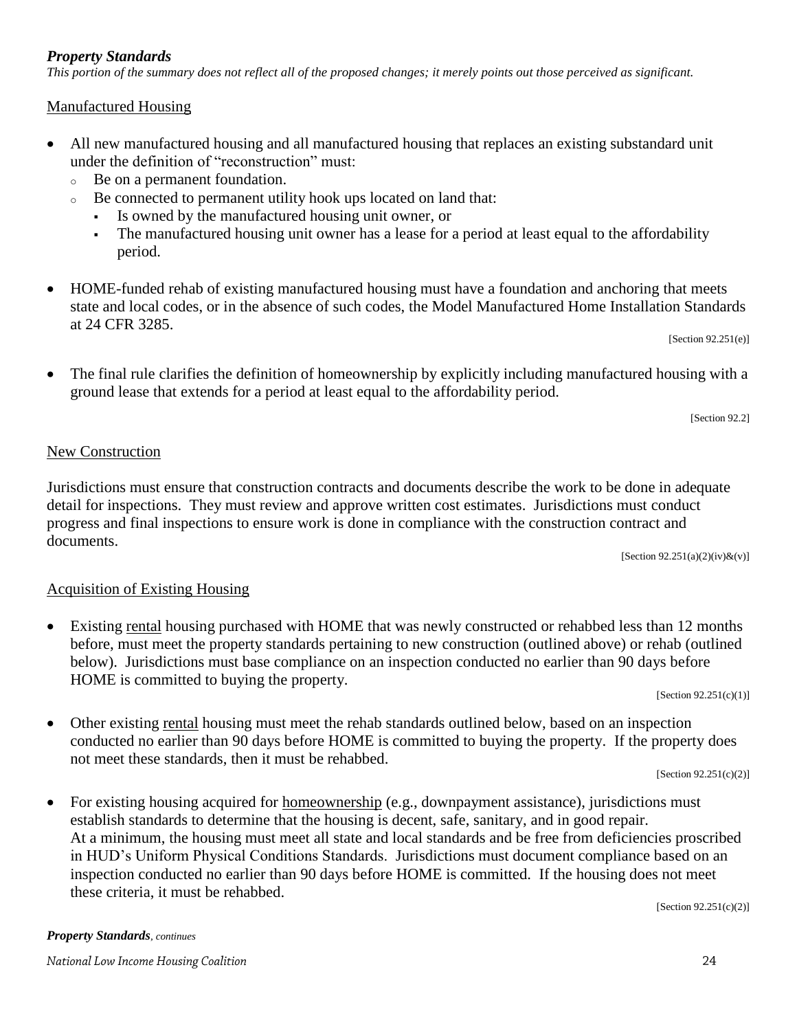### *Property Standards*

*This portion of the summary does not reflect all of the proposed changes; it merely points out those perceived as significant.*

#### Manufactured Housing

- All new manufactured housing and all manufactured housing that replaces an existing substandard unit under the definition of "reconstruction" must:
  - Be on a permanent foundation.
  - Be connected to permanent utility hook ups located on land that:
    - Is owned by the manufactured housing unit owner, or
    - The manufactured housing unit owner has a lease for a period at least equal to the affordability period.
- HOME-funded rehab of existing manufactured housing must have a foundation and anchoring that meets state and local codes, or in the absence of such codes, the Model Manufactured Home Installation Standards at 24 CFR 3285.

[Section 92.251(e)]

- The final rule clarifies the definition of homeownership by explicitly including manufactured housing with a ground lease that extends for a period at least equal to the affordability period.

[Section 92.2]

#### New Construction

Jurisdictions must ensure that construction contracts and documents describe the work to be done in adequate detail for inspections. They must review and approve written cost estimates. Jurisdictions must conduct progress and final inspections to ensure work is done in compliance with the construction contract and documents.

[Section 92.251(a)(2)(iv)&(v)]

#### Acquisition of Existing Housing

- Existing rental housing purchased with HOME that was newly constructed or rehabbed less than 12 months before, must meet the property standards pertaining to new construction (outlined above) or rehab (outlined below). Jurisdictions must base compliance on an inspection conducted no earlier than 90 days before HOME is committed to buying the property.

[Section 92.251(c)(1)]

- Other existing rental housing must meet the rehab standards outlined below, based on an inspection conducted no earlier than 90 days before HOME is committed to buying the property. If the property does not meet these standards, then it must be rehabbed.

[Section 92.251(c)(2)]

- For existing housing acquired for homeownership (e.g., downpayment assistance), jurisdictions must establish standards to determine that the housing is decent, safe, sanitary, and in good repair. At a minimum, the housing must meet all state and local standards and be free from deficiencies proscribed in HUD's Uniform Physical Conditions Standards. Jurisdictions must document compliance based on an inspection conducted no earlier than 90 days before HOME is committed. If the housing does not meet these criteria, it must be rehabbed.

[Section 92.251(c)(2)]

***Property Standards**, continues*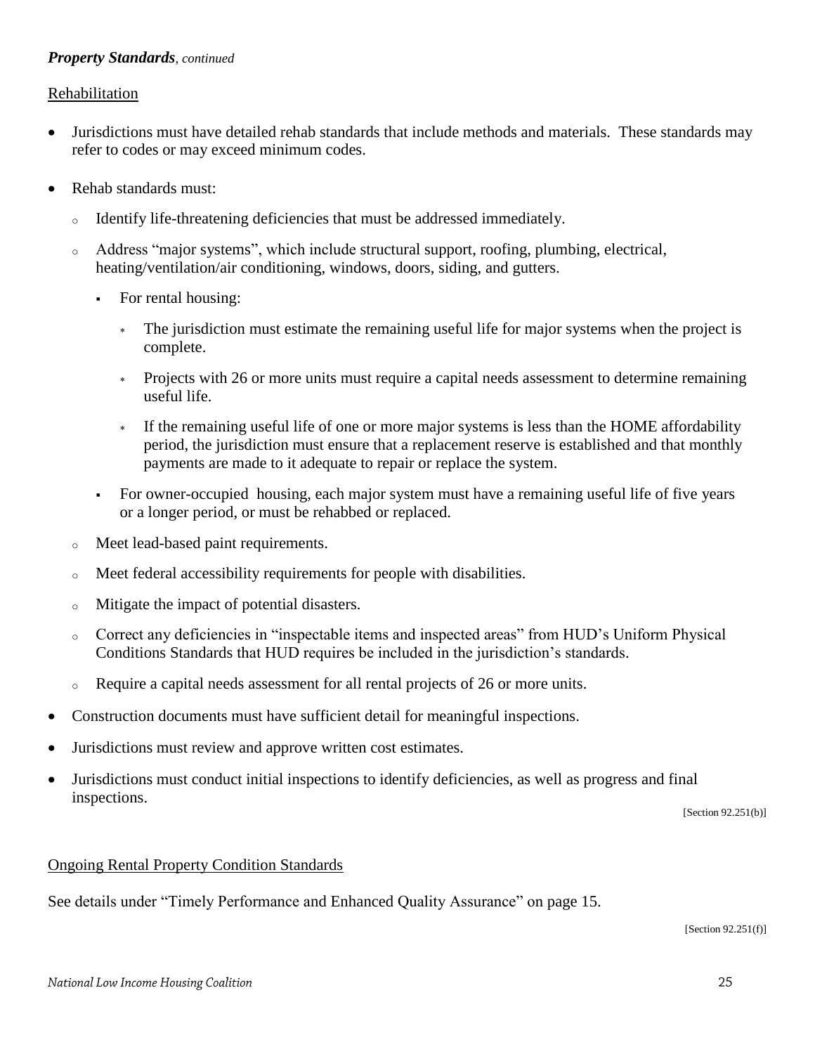***Property Standards**, continued*

## Rehabilitation

- Jurisdictions must have detailed rehab standards that include methods and materials. These standards may refer to codes or may exceed minimum codes.
- Rehab standards must:
  - Identify life-threatening deficiencies that must be addressed immediately.
  - Address "major systems", which include structural support, roofing, plumbing, electrical, heating/ventilation/air conditioning, windows, doors, siding, and gutters.
    - For rental housing:
      - The jurisdiction must estimate the remaining useful life for major systems when the project is complete.
      - Projects with 26 or more units must require a capital needs assessment to determine remaining useful life.
      - If the remaining useful life of one or more major systems is less than the HOME affordability period, the jurisdiction must ensure that a replacement reserve is established and that monthly payments are made to it adequate to repair or replace the system.
    - For owner-occupied housing, each major system must have a remaining useful life of five years or a longer period, or must be rehabbed or replaced.
  - Meet lead-based paint requirements.
  - Meet federal accessibility requirements for people with disabilities.
  - Mitigate the impact of potential disasters.
  - Correct any deficiencies in "inspectable items and inspected areas" from HUD's Uniform Physical Conditions Standards that HUD requires be included in the jurisdiction's standards.
  - Require a capital needs assessment for all rental projects of 26 or more units.
- Construction documents must have sufficient detail for meaningful inspections.
- Jurisdictions must review and approve written cost estimates.
- Jurisdictions must conduct initial inspections to identify deficiencies, as well as progress and final inspections.

[Section 92.251(b)]

## Ongoing Rental Property Condition Standards

See details under "Timely Performance and Enhanced Quality Assurance" on page 15.

[Section 92.251(f)]